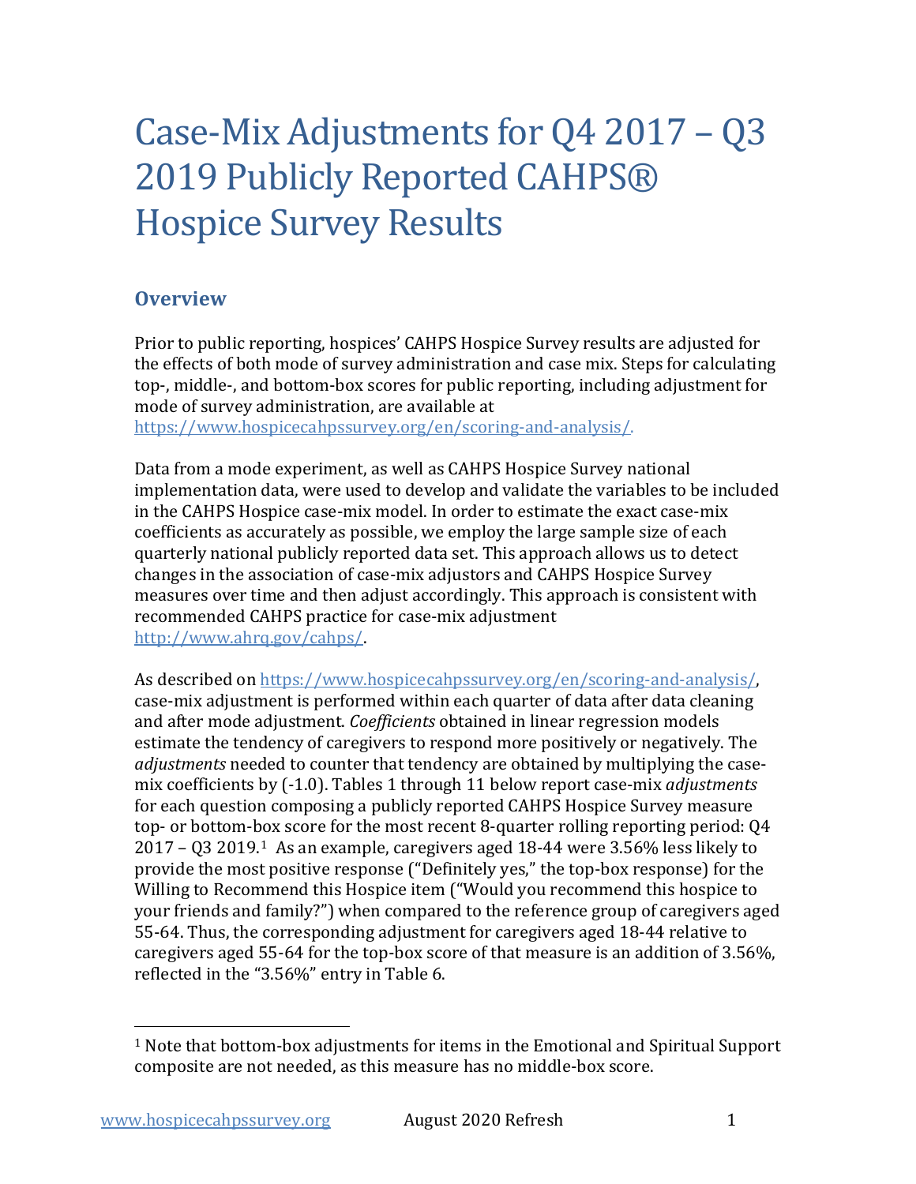# Case-Mix Adjustments for Q4 2017 – Q3 2019 Publicly Reported CAHPS® Hospice Survey Results

## Overview

Prior to public reporting, hospices' CAHPS Hospice Survey results are adjusted for the effects of both mode of survey administration and case mix. Steps for calculating top-, middle-, and bottom-box scores for public reporting, including adjustment for mode of survey administration, are available at https://www.hospicecahpssurvey.org/en/scoring-and-analysis/.

Data from a mode experiment, as well as CAHPS Hospice Survey national implementation data, were used to develop and validate the variables to be included in the CAHPS Hospice case-mix model. In order to estimate the exact case-mix coefficients as accurately as possible, we employ the large sample size of each quarterly national publicly reported data set. This approach allows us to detect changes in the association of case-mix adjustors and CAHPS Hospice Survey measures over time and then adjust accordingly. This approach is consistent with recommended CAHPS practice for case-mix adjustment http://www.ahrq.gov/cahps/.

As described on https://www.hospicecahpssurvey.org/en/scoring-and-analysis/, case-mix adjustment is performed within each quarter of data after data cleaning and after mode adjustment. *Coefficients* obtained in linear regression models estimate the tendency of caregivers to respond more positively or negatively. The *adjustments* needed to counter that tendency are obtained by multiplying the case-mix coefficients by (-1.0). Tables 1 through 11 below report case-mix *adjustments* for each question composing a publicly reported CAHPS Hospice Survey measure top- or bottom-box score for the most recent 8-quarter rolling reporting period: Q4 2017 – Q3 2019.[1] As an example, caregivers aged 18-44 were 3.56% less likely to provide the most positive response ("Definitely yes," the top-box response) for the Willing to Recommend this Hospice item ("Would you recommend this hospice to your friends and family?") when compared to the reference group of caregivers aged 55-64. Thus, the corresponding adjustment for caregivers aged 18-44 relative to caregivers aged 55-64 for the top-box score of that measure is an addition of 3.56%, reflected in the "3.56%" entry in Table 6.

[1] Note that bottom-box adjustments for items in the Emotional and Spiritual Support composite are not needed, as this measure has no middle-box score.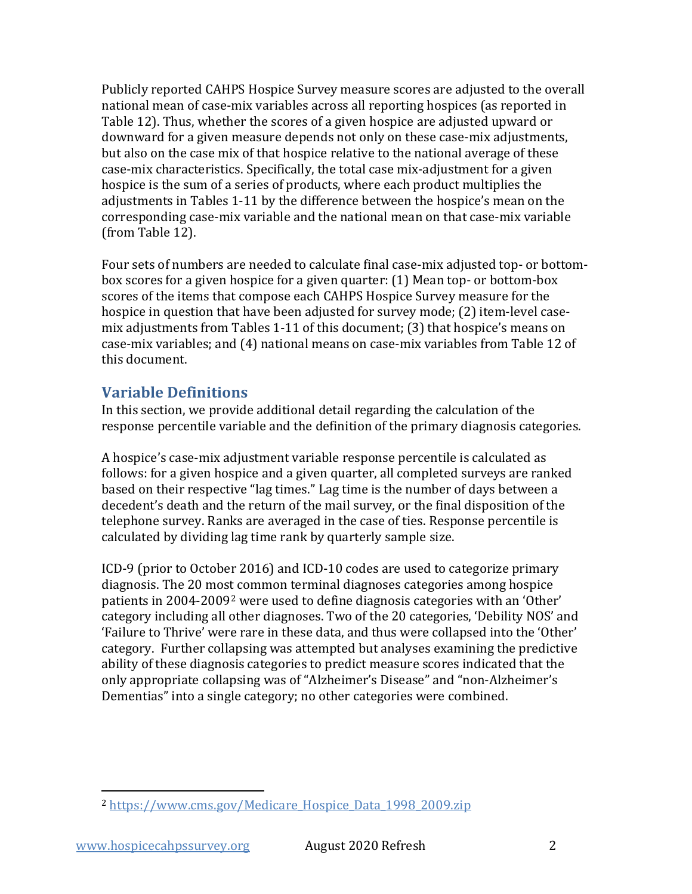Publicly reported CAHPS Hospice Survey measure scores are adjusted to the overall national mean of case-mix variables across all reporting hospices (as reported in Table 12). Thus, whether the scores of a given hospice are adjusted upward or downward for a given measure depends not only on these case-mix adjustments, but also on the case mix of that hospice relative to the national average of these case-mix characteristics. Specifically, the total case mix-adjustment for a given hospice is the sum of a series of products, where each product multiplies the adjustments in Tables 1-11 by the difference between the hospice's mean on the corresponding case-mix variable and the national mean on that case-mix variable (from Table 12).

Four sets of numbers are needed to calculate final case-mix adjusted top- or bottom-box scores for a given hospice for a given quarter: (1) Mean top- or bottom-box scores of the items that compose each CAHPS Hospice Survey measure for the hospice in question that have been adjusted for survey mode; (2) item-level case-mix adjustments from Tables 1-11 of this document; (3) that hospice's means on case-mix variables; and (4) national means on case-mix variables from Table 12 of this document.

## Variable Definitions

In this section, we provide additional detail regarding the calculation of the response percentile variable and the definition of the primary diagnosis categories.

A hospice's case-mix adjustment variable response percentile is calculated as follows: for a given hospice and a given quarter, all completed surveys are ranked based on their respective "lag times." Lag time is the number of days between a decedent's death and the return of the mail survey, or the final disposition of the telephone survey. Ranks are averaged in the case of ties. Response percentile is calculated by dividing lag time rank by quarterly sample size.

ICD-9 (prior to October 2016) and ICD-10 codes are used to categorize primary diagnosis. The 20 most common terminal diagnoses categories among hospice patients in 2004-2009[2] were used to define diagnosis categories with an 'Other' category including all other diagnoses. Two of the 20 categories, 'Debility NOS' and 'Failure to Thrive' were rare in these data, and thus were collapsed into the 'Other' category. Further collapsing was attempted but analyses examining the predictive ability of these diagnosis categories to predict measure scores indicated that the only appropriate collapsing was of "Alzheimer's Disease" and "non-Alzheimer's Dementias" into a single category; no other categories were combined.

[2] https://www.cms.gov/Medicare_Hospice_Data_1998_2009.zip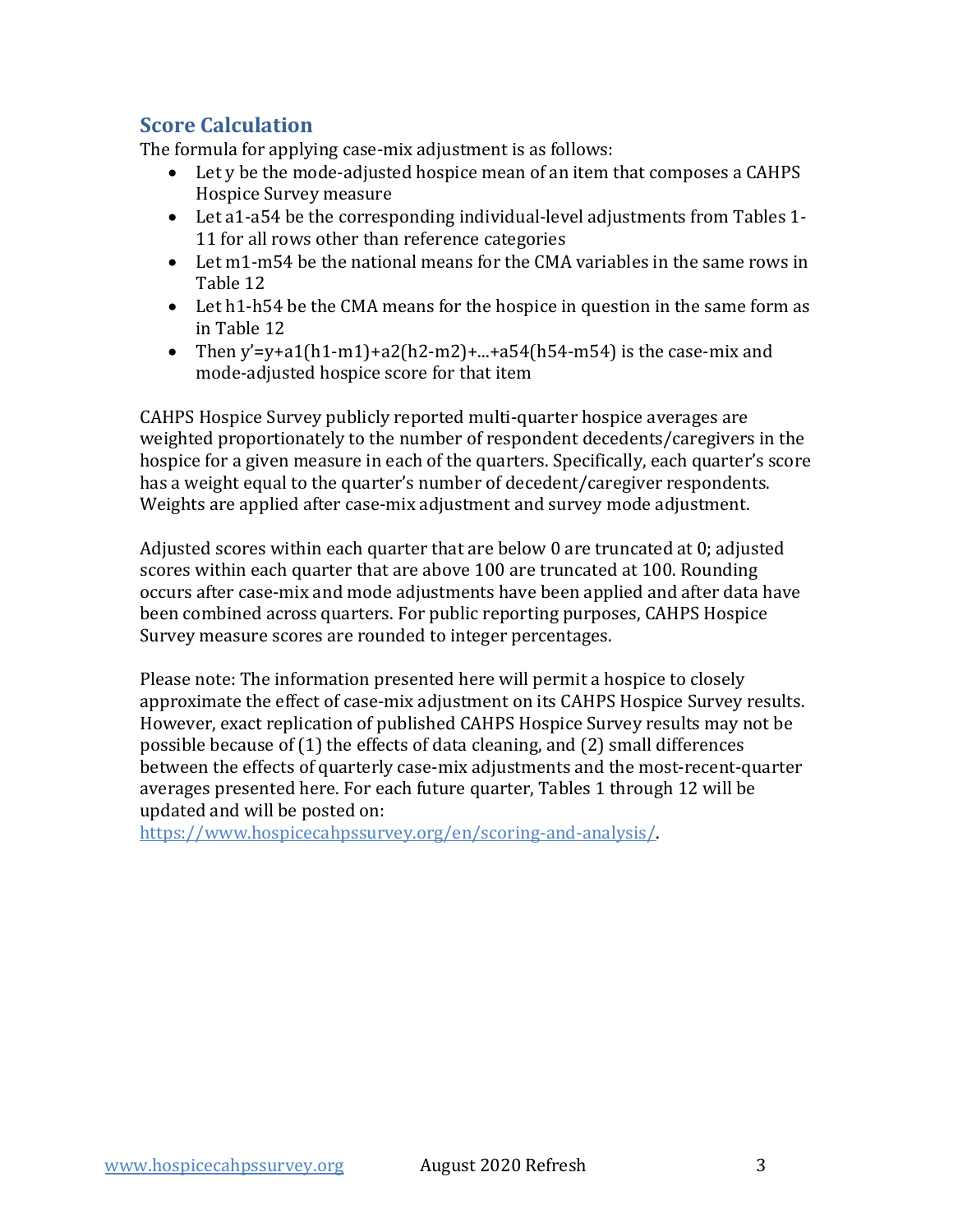## Score Calculation

The formula for applying case-mix adjustment is as follows:

- Let y be the mode-adjusted hospice mean of an item that composes a CAHPS Hospice Survey measure
- Let a1-a54 be the corresponding individual-level adjustments from Tables 1-11 for all rows other than reference categories
- Let m1-m54 be the national means for the CMA variables in the same rows in Table 12
- Let h1-h54 be the CMA means for the hospice in question in the same form as in Table 12
- Then $y' = y + a1(h1-m1) + a2(h2-m2) + ... + a54(h54-m54)$ is the case-mix and mode-adjusted hospice score for that item

CAHPS Hospice Survey publicly reported multi-quarter hospice averages are weighted proportionately to the number of respondent decedents/caregivers in the hospice for a given measure in each of the quarters. Specifically, each quarter's score has a weight equal to the quarter's number of decedent/caregiver respondents. Weights are applied after case-mix adjustment and survey mode adjustment.

Adjusted scores within each quarter that are below 0 are truncated at 0; adjusted scores within each quarter that are above 100 are truncated at 100. Rounding occurs after case-mix and mode adjustments have been applied and after data have been combined across quarters. For public reporting purposes, CAHPS Hospice Survey measure scores are rounded to integer percentages.

Please note: The information presented here will permit a hospice to closely approximate the effect of case-mix adjustment on its CAHPS Hospice Survey results. However, exact replication of published CAHPS Hospice Survey results may not be possible because of (1) the effects of data cleaning, and (2) small differences between the effects of quarterly case-mix adjustments and the most-recent-quarter averages presented here. For each future quarter, Tables 1 through 12 will be updated and will be posted on: https://www.hospicecahpssurvey.org/en/scoring-and-analysis/.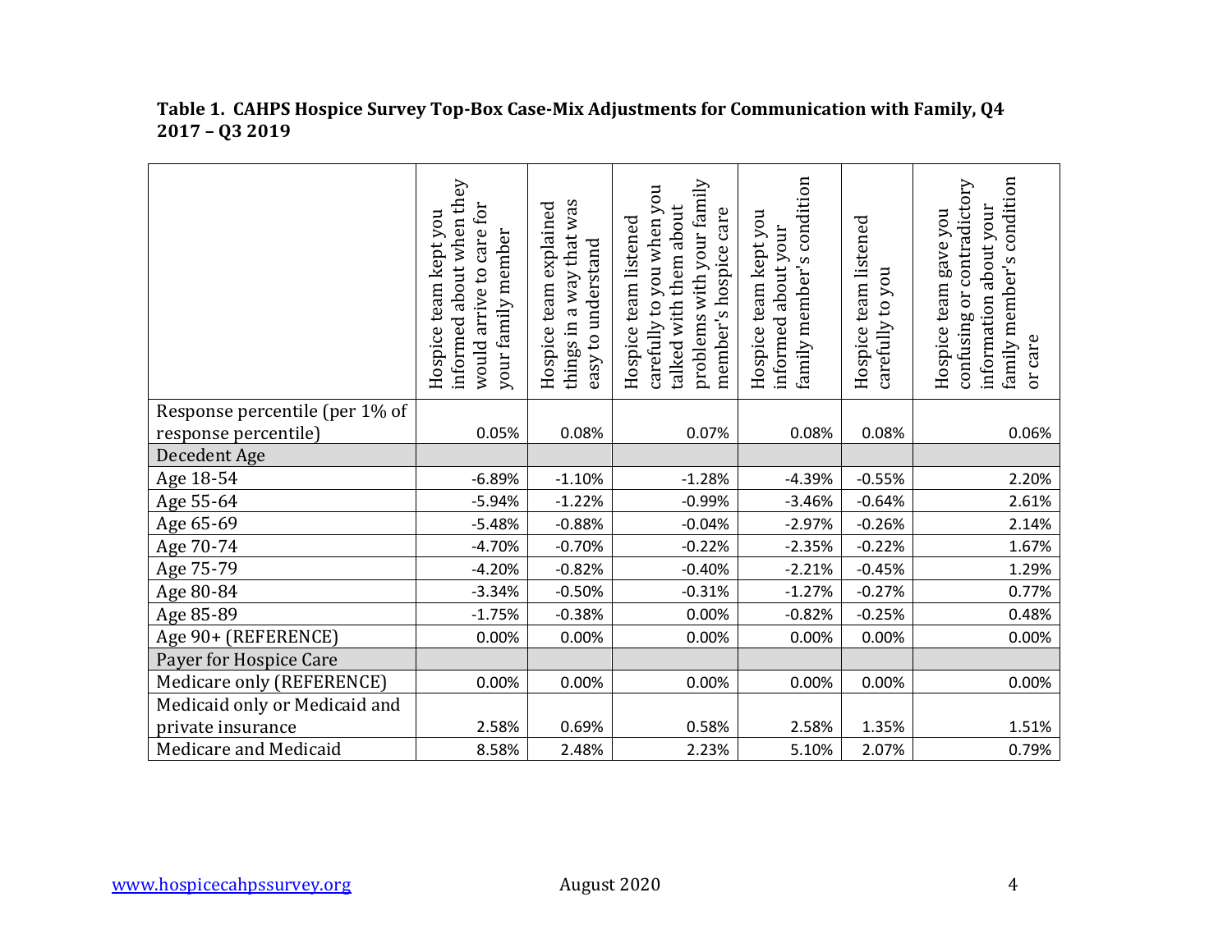**Table 1. CAHPS Hospice Survey Top-Box Case-Mix Adjustments for Communication with Family, Q4 2017 – Q3 2019**

| | Hospice team kept you informed about when they would arrive to care for your family member | Hospice team explained things in a way that was easy to understand | Hospice team listened carefully to you when you talked with them about problems with your family member's hospice care | Hospice team kept you informed about your family member's condition | Hospice team listened carefully to you | Hospice team gave you confusing or contradictory information about your family member's condition or care |
|---|---|---|---|---|---|---|
| Response percentile (per 1% of response percentile) | 0.05% | 0.08% | 0.07% | 0.08% | 0.08% | 0.06% |
| Decedent Age | | | | | | |
| Age 18-54 | -6.89% | -1.10% | -1.28% | -4.39% | -0.55% | 2.20% |
| Age 55-64 | -5.94% | -1.22% | -0.99% | -3.46% | -0.64% | 2.61% |
| Age 65-69 | -5.48% | -0.88% | -0.04% | -2.97% | -0.26% | 2.14% |
| Age 70-74 | -4.70% | -0.70% | -0.22% | -2.35% | -0.22% | 1.67% |
| Age 75-79 | -4.20% | -0.82% | -0.40% | -2.21% | -0.45% | 1.29% |
| Age 80-84 | -3.34% | -0.50% | -0.31% | -1.27% | -0.27% | 0.77% |
| Age 85-89 | -1.75% | -0.38% | 0.00% | -0.82% | -0.25% | 0.48% |
| Age 90+ (REFERENCE) | 0.00% | 0.00% | 0.00% | 0.00% | 0.00% | 0.00% |
| Payer for Hospice Care | | | | | | |
| Medicare only (REFERENCE) | 0.00% | 0.00% | 0.00% | 0.00% | 0.00% | 0.00% |
| Medicaid only or Medicaid and private insurance | 2.58% | 0.69% | 0.58% | 2.58% | 1.35% | 1.51% |
| Medicare and Medicaid | 8.58% | 2.48% | 2.23% | 5.10% | 2.07% | 0.79% |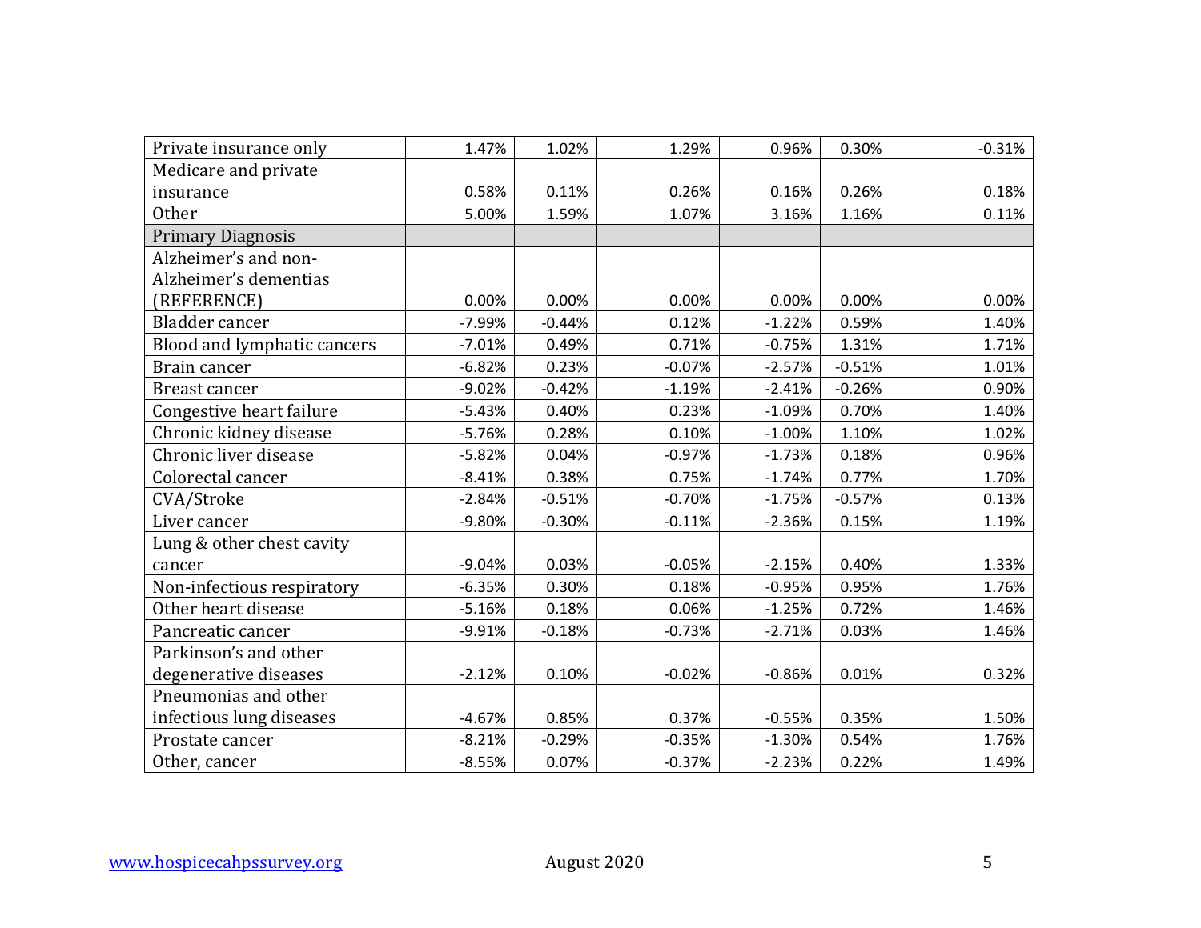| | | | | | | |
|---|---|---|---|---|---|---|
| Private insurance only | 1.47% | 1.02% | 1.29% | 0.96% | 0.30% | -0.31% |
| Medicare and private insurance | 0.58% | 0.11% | 0.26% | 0.16% | 0.26% | 0.18% |
| Other | 5.00% | 1.59% | 1.07% | 3.16% | 1.16% | 0.11% |
| Primary Diagnosis | | | | | | |
| Alzheimer's and non-Alzheimer's dementias (REFERENCE) | 0.00% | 0.00% | 0.00% | 0.00% | 0.00% | 0.00% |
| Bladder cancer | -7.99% | -0.44% | 0.12% | -1.22% | 0.59% | 1.40% |
| Blood and lymphatic cancers | -7.01% | 0.49% | 0.71% | -0.75% | 1.31% | 1.71% |
| Brain cancer | -6.82% | 0.23% | -0.07% | -2.57% | -0.51% | 1.01% |
| Breast cancer | -9.02% | -0.42% | -1.19% | -2.41% | -0.26% | 0.90% |
| Congestive heart failure | -5.43% | 0.40% | 0.23% | -1.09% | 0.70% | 1.40% |
| Chronic kidney disease | -5.76% | 0.28% | 0.10% | -1.00% | 1.10% | 1.02% |
| Chronic liver disease | -5.82% | 0.04% | -0.97% | -1.73% | 0.18% | 0.96% |
| Colorectal cancer | -8.41% | 0.38% | 0.75% | -1.74% | 0.77% | 1.70% |
| CVA/Stroke | -2.84% | -0.51% | -0.70% | -1.75% | -0.57% | 0.13% |
| Liver cancer | -9.80% | -0.30% | -0.11% | -2.36% | 0.15% | 1.19% |
| Lung & other chest cavity cancer | -9.04% | 0.03% | -0.05% | -2.15% | 0.40% | 1.33% |
| Non-infectious respiratory | -6.35% | 0.30% | 0.18% | -0.95% | 0.95% | 1.76% |
| Other heart disease | -5.16% | 0.18% | 0.06% | -1.25% | 0.72% | 1.46% |
| Pancreatic cancer | -9.91% | -0.18% | -0.73% | -2.71% | 0.03% | 1.46% |
| Parkinson's and other degenerative diseases | -2.12% | 0.10% | -0.02% | -0.86% | 0.01% | 0.32% |
| Pneumonias and other infectious lung diseases | -4.67% | 0.85% | 0.37% | -0.55% | 0.35% | 1.50% |
| Prostate cancer | -8.21% | -0.29% | -0.35% | -1.30% | 0.54% | 1.76% |
| Other, cancer | -8.55% | 0.07% | -0.37% | -2.23% | 0.22% | 1.49% |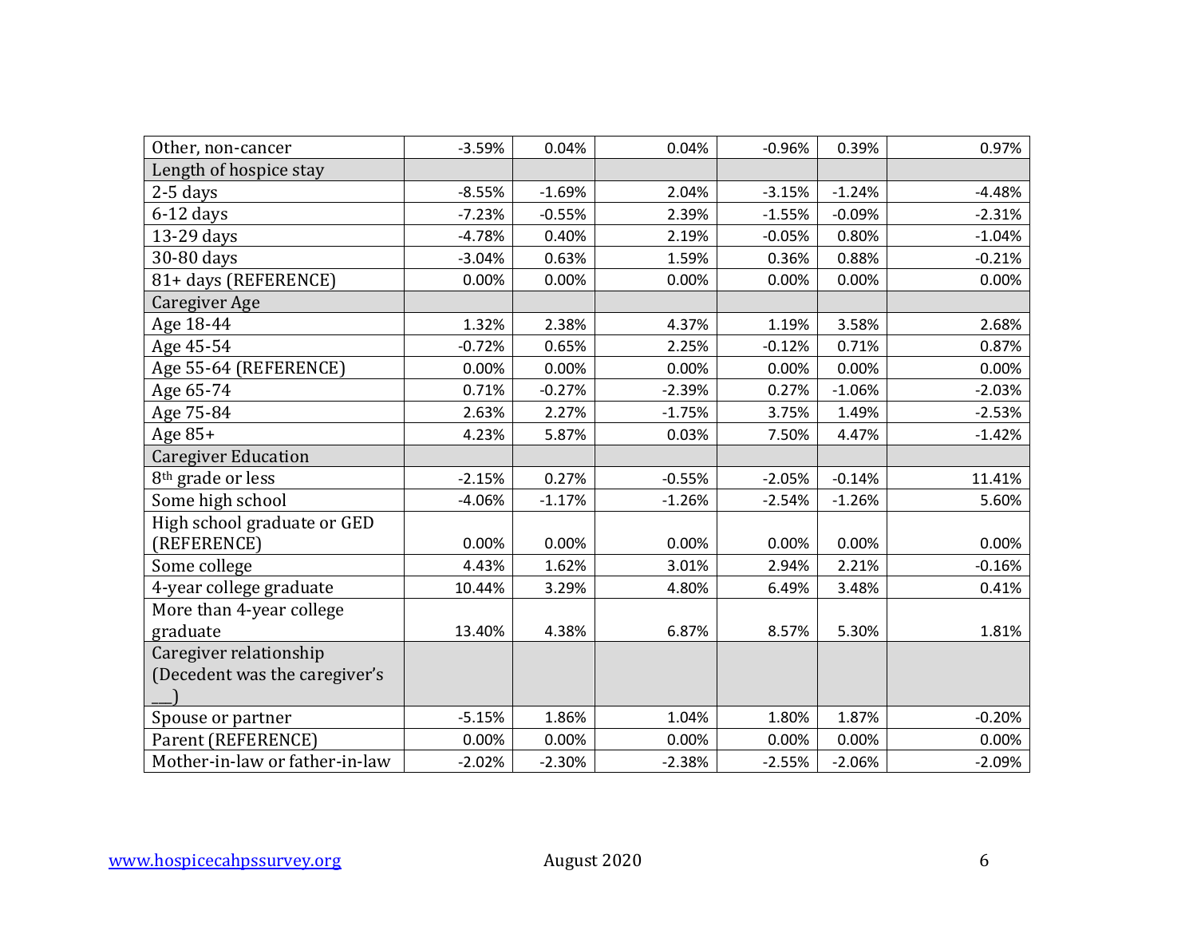| | | | | | | |
|---|---|---|---|---|---|---|
| Other, non-cancer | -3.59% | 0.04% | 0.04% | -0.96% | 0.39% | 0.97% |
| Length of hospice stay | | | | | | |
| 2-5 days | -8.55% | -1.69% | 2.04% | -3.15% | -1.24% | -4.48% |
| 6-12 days | -7.23% | -0.55% | 2.39% | -1.55% | -0.09% | -2.31% |
| 13-29 days | -4.78% | 0.40% | 2.19% | -0.05% | 0.80% | -1.04% |
| 30-80 days | -3.04% | 0.63% | 1.59% | 0.36% | 0.88% | -0.21% |
| 81+ days (REFERENCE) | 0.00% | 0.00% | 0.00% | 0.00% | 0.00% | 0.00% |
| Caregiver Age | | | | | | |
| Age 18-44 | 1.32% | 2.38% | 4.37% | 1.19% | 3.58% | 2.68% |
| Age 45-54 | -0.72% | 0.65% | 2.25% | -0.12% | 0.71% | 0.87% |
| Age 55-64 (REFERENCE) | 0.00% | 0.00% | 0.00% | 0.00% | 0.00% | 0.00% |
| Age 65-74 | 0.71% | -0.27% | -2.39% | 0.27% | -1.06% | -2.03% |
| Age 75-84 | 2.63% | 2.27% | -1.75% | 3.75% | 1.49% | -2.53% |
| Age 85+ | 4.23% | 5.87% | 0.03% | 7.50% | 4.47% | -1.42% |
| Caregiver Education | | | | | | |
| 8th grade or less | -2.15% | 0.27% | -0.55% | -2.05% | -0.14% | 11.41% |
| Some high school | -4.06% | -1.17% | -1.26% | -2.54% | -1.26% | 5.60% |
| High school graduate or GED (REFERENCE) | 0.00% | 0.00% | 0.00% | 0.00% | 0.00% | 0.00% |
| Some college | 4.43% | 1.62% | 3.01% | 2.94% | 2.21% | -0.16% |
| 4-year college graduate | 10.44% | 3.29% | 4.80% | 6.49% | 3.48% | 0.41% |
| More than 4-year college graduate | 13.40% | 4.38% | 6.87% | 8.57% | 5.30% | 1.81% |
| Caregiver relationship (Decedent was the caregiver's ___) | | | | | | |
| Spouse or partner | -5.15% | 1.86% | 1.04% | 1.80% | 1.87% | -0.20% |
| Parent (REFERENCE) | 0.00% | 0.00% | 0.00% | 0.00% | 0.00% | 0.00% |
| Mother-in-law or father-in-law | -2.02% | -2.30% | -2.38% | -2.55% | -2.06% | -2.09% |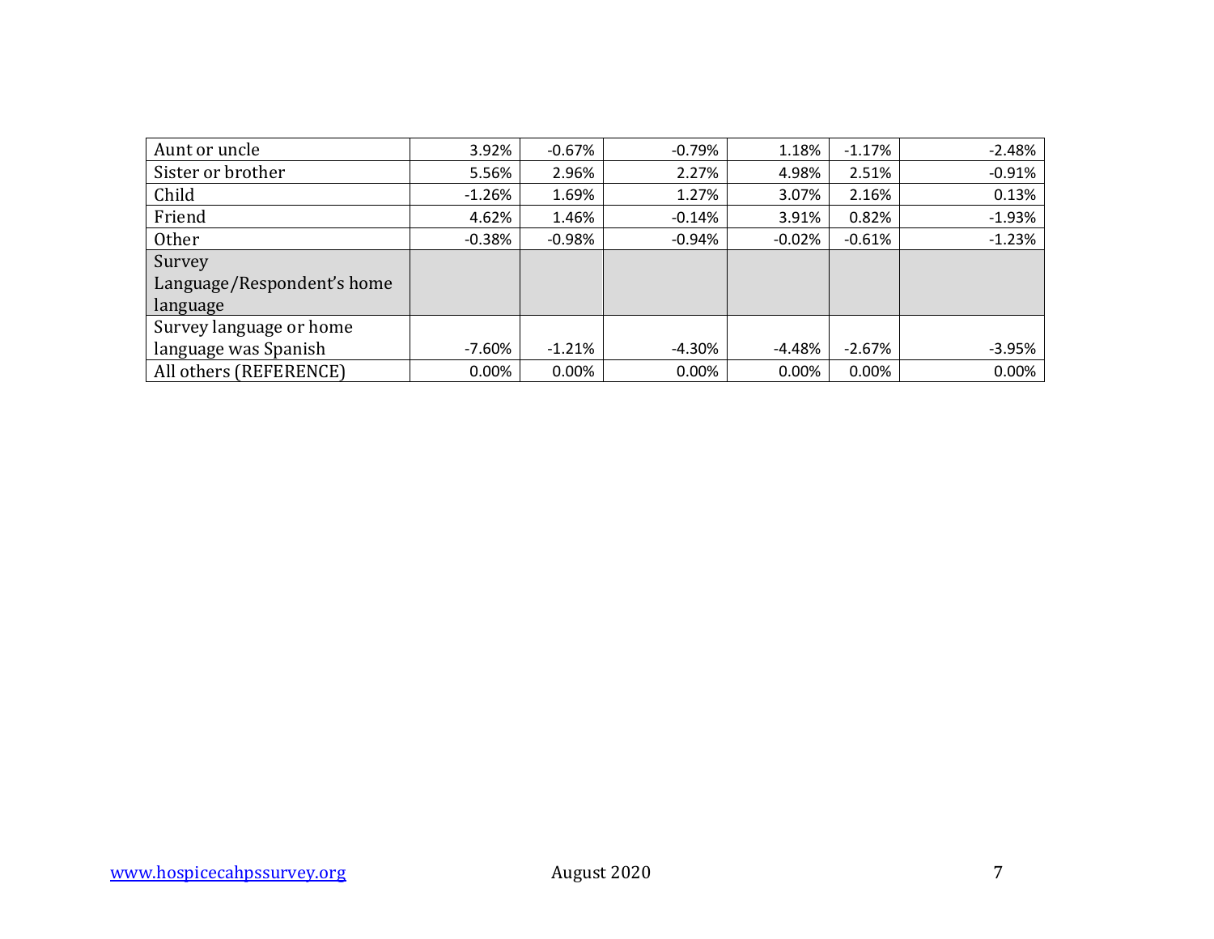| | | | | | | |
|---|---|---|---|---|---|---|
| Aunt or uncle | 3.92% | -0.67% | -0.79% | 1.18% | -1.17% | -2.48% |
| Sister or brother | 5.56% | 2.96% | 2.27% | 4.98% | 2.51% | -0.91% |
| Child | -1.26% | 1.69% | 1.27% | 3.07% | 2.16% | 0.13% |
| Friend | 4.62% | 1.46% | -0.14% | 3.91% | 0.82% | -1.93% |
| Other | -0.38% | -0.98% | -0.94% | -0.02% | -0.61% | -1.23% |
| Survey Language/Respondent's home language | | | | | | |
| Survey language or home language was Spanish | -7.60% | -1.21% | -4.30% | -4.48% | -2.67% | -3.95% |
| All others (REFERENCE) | 0.00% | 0.00% | 0.00% | 0.00% | 0.00% | 0.00% |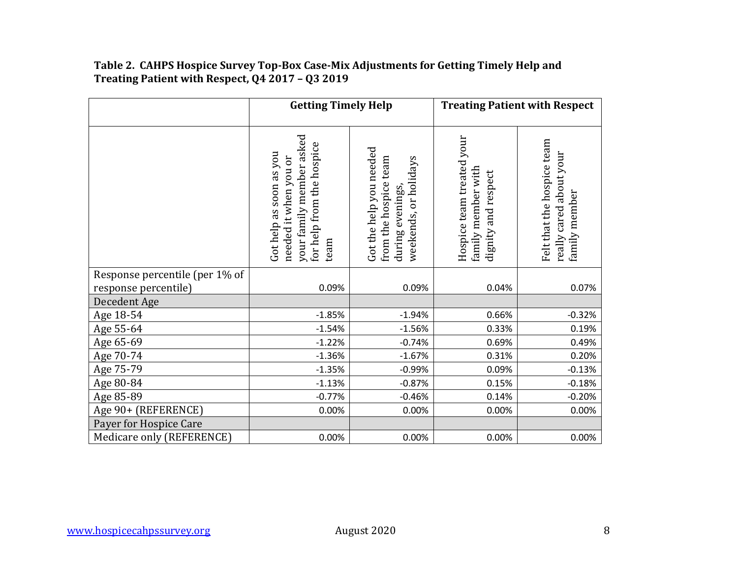**Table 2. CAHPS Hospice Survey Top-Box Case-Mix Adjustments for Getting Timely Help and Treating Patient with Respect, Q4 2017 – Q3 2019**

| | Getting Timely Help | | Treating Patient with Respect | |
|---|---|---|---|---|
| | Got help as soon as you needed it when you or your family member asked for help from the hospice team | Got the help you needed from the hospice team during evenings, weekends, or holidays | Hospice team treated your family member with dignity and respect | Felt that the hospice team really cared about your family member |
| Response percentile (per 1% of response percentile) | 0.09% | 0.09% | 0.04% | 0.07% |
| Decedent Age | | | | |
| Age 18-54 | -1.85% | -1.94% | 0.66% | -0.32% |
| Age 55-64 | -1.54% | -1.56% | 0.33% | 0.19% |
| Age 65-69 | -1.22% | -0.74% | 0.69% | 0.49% |
| Age 70-74 | -1.36% | -1.67% | 0.31% | 0.20% |
| Age 75-79 | -1.35% | -0.99% | 0.09% | -0.13% |
| Age 80-84 | -1.13% | -0.87% | 0.15% | -0.18% |
| Age 85-89 | -0.77% | -0.46% | 0.14% | -0.20% |
| Age 90+ (REFERENCE) | 0.00% | 0.00% | 0.00% | 0.00% |
| Payer for Hospice Care | | | | |
| Medicare only (REFERENCE) | 0.00% | 0.00% | 0.00% | 0.00% |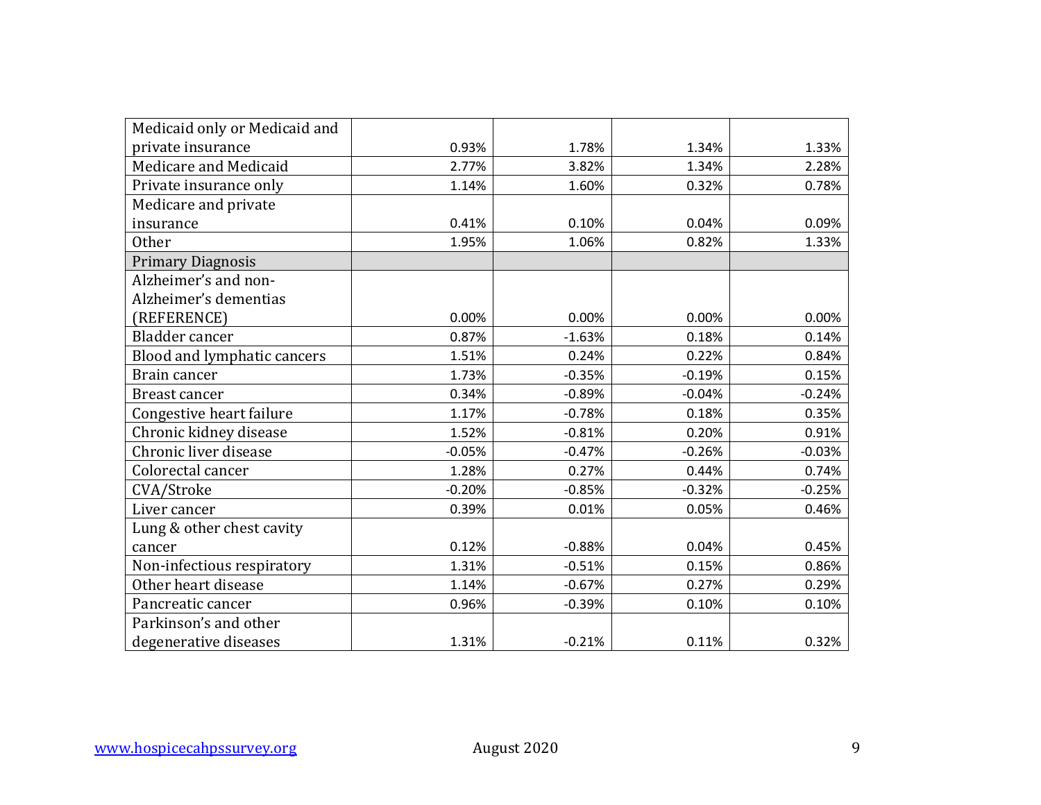| | | | | |
|---|---|---|---|---|
| Medicaid only or Medicaid and private insurance | 0.93% | 1.78% | 1.34% | 1.33% |
| Medicare and Medicaid | 2.77% | 3.82% | 1.34% | 2.28% |
| Private insurance only | 1.14% | 1.60% | 0.32% | 0.78% |
| Medicare and private insurance | 0.41% | 0.10% | 0.04% | 0.09% |
| Other | 1.95% | 1.06% | 0.82% | 1.33% |
| Primary Diagnosis | | | | |
| Alzheimer's and non-Alzheimer's dementias (REFERENCE) | 0.00% | 0.00% | 0.00% | 0.00% |
| Bladder cancer | 0.87% | -1.63% | 0.18% | 0.14% |
| Blood and lymphatic cancers | 1.51% | 0.24% | 0.22% | 0.84% |
| Brain cancer | 1.73% | -0.35% | -0.19% | 0.15% |
| Breast cancer | 0.34% | -0.89% | -0.04% | -0.24% |
| Congestive heart failure | 1.17% | -0.78% | 0.18% | 0.35% |
| Chronic kidney disease | 1.52% | -0.81% | 0.20% | 0.91% |
| Chronic liver disease | -0.05% | -0.47% | -0.26% | -0.03% |
| Colorectal cancer | 1.28% | 0.27% | 0.44% | 0.74% |
| CVA/Stroke | -0.20% | -0.85% | -0.32% | -0.25% |
| Liver cancer | 0.39% | 0.01% | 0.05% | 0.46% |
| Lung & other chest cavity cancer | 0.12% | -0.88% | 0.04% | 0.45% |
| Non-infectious respiratory | 1.31% | -0.51% | 0.15% | 0.86% |
| Other heart disease | 1.14% | -0.67% | 0.27% | 0.29% |
| Pancreatic cancer | 0.96% | -0.39% | 0.10% | 0.10% |
| Parkinson's and other degenerative diseases | 1.31% | -0.21% | 0.11% | 0.32% |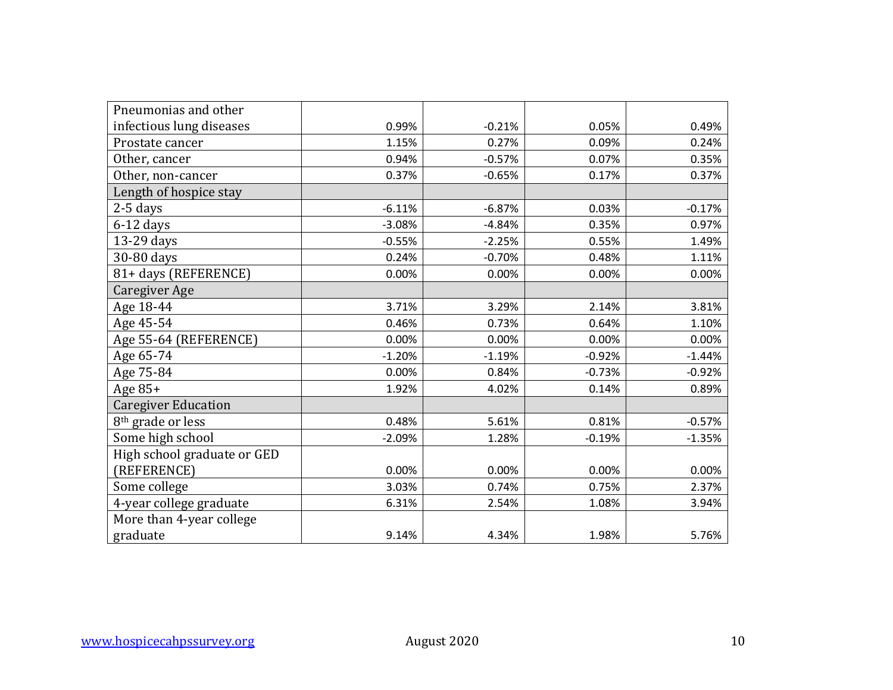| | | | | |
|---|---|---|---|---|
| Pneumonias and other infectious lung diseases | 0.99% | -0.21% | 0.05% | 0.49% |
| Prostate cancer | 1.15% | 0.27% | 0.09% | 0.24% |
| Other, cancer | 0.94% | -0.57% | 0.07% | 0.35% |
| Other, non-cancer | 0.37% | -0.65% | 0.17% | 0.37% |
| Length of hospice stay | | | | |
| 2-5 days | -6.11% | -6.87% | 0.03% | -0.17% |
| 6-12 days | -3.08% | -4.84% | 0.35% | 0.97% |
| 13-29 days | -0.55% | -2.25% | 0.55% | 1.49% |
| 30-80 days | 0.24% | -0.70% | 0.48% | 1.11% |
| 81+ days (REFERENCE) | 0.00% | 0.00% | 0.00% | 0.00% |
| Caregiver Age | | | | |
| Age 18-44 | 3.71% | 3.29% | 2.14% | 3.81% |
| Age 45-54 | 0.46% | 0.73% | 0.64% | 1.10% |
| Age 55-64 (REFERENCE) | 0.00% | 0.00% | 0.00% | 0.00% |
| Age 65-74 | -1.20% | -1.19% | -0.92% | -1.44% |
| Age 75-84 | 0.00% | 0.84% | -0.73% | -0.92% |
| Age 85+ | 1.92% | 4.02% | 0.14% | 0.89% |
| Caregiver Education | | | | |
| 8th grade or less | 0.48% | 5.61% | 0.81% | -0.57% |
| Some high school | -2.09% | 1.28% | -0.19% | -1.35% |
| High school graduate or GED (REFERENCE) | 0.00% | 0.00% | 0.00% | 0.00% |
| Some college | 3.03% | 0.74% | 0.75% | 2.37% |
| 4-year college graduate | 6.31% | 2.54% | 1.08% | 3.94% |
| More than 4-year college graduate | 9.14% | 4.34% | 1.98% | 5.76% |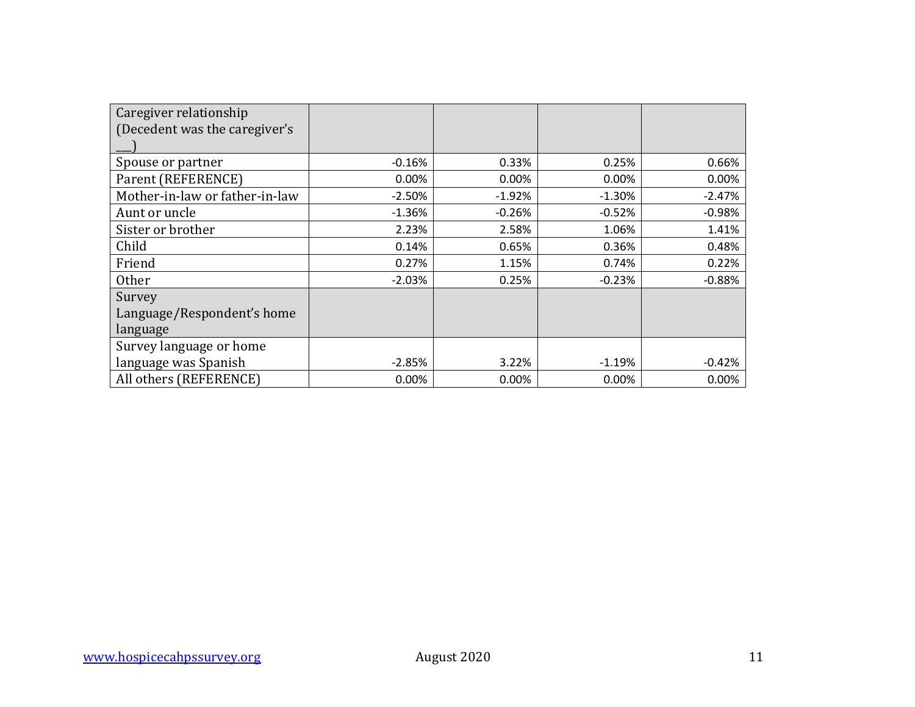| Caregiver relationship (Decedent was the caregiver's ___) | | | | |
|---|---|---|---|---|
| Spouse or partner | -0.16% | 0.33% | 0.25% | 0.66% |
| Parent (REFERENCE) | 0.00% | 0.00% | 0.00% | 0.00% |
| Mother-in-law or father-in-law | -2.50% | -1.92% | -1.30% | -2.47% |
| Aunt or uncle | -1.36% | -0.26% | -0.52% | -0.98% |
| Sister or brother | 2.23% | 2.58% | 1.06% | 1.41% |
| Child | 0.14% | 0.65% | 0.36% | 0.48% |
| Friend | 0.27% | 1.15% | 0.74% | 0.22% |
| Other | -2.03% | 0.25% | -0.23% | -0.88% |
| Survey Language/Respondent's home language | | | | |
| Survey language or home language was Spanish | -2.85% | 3.22% | -1.19% | -0.42% |
| All others (REFERENCE) | 0.00% | 0.00% | 0.00% | 0.00% |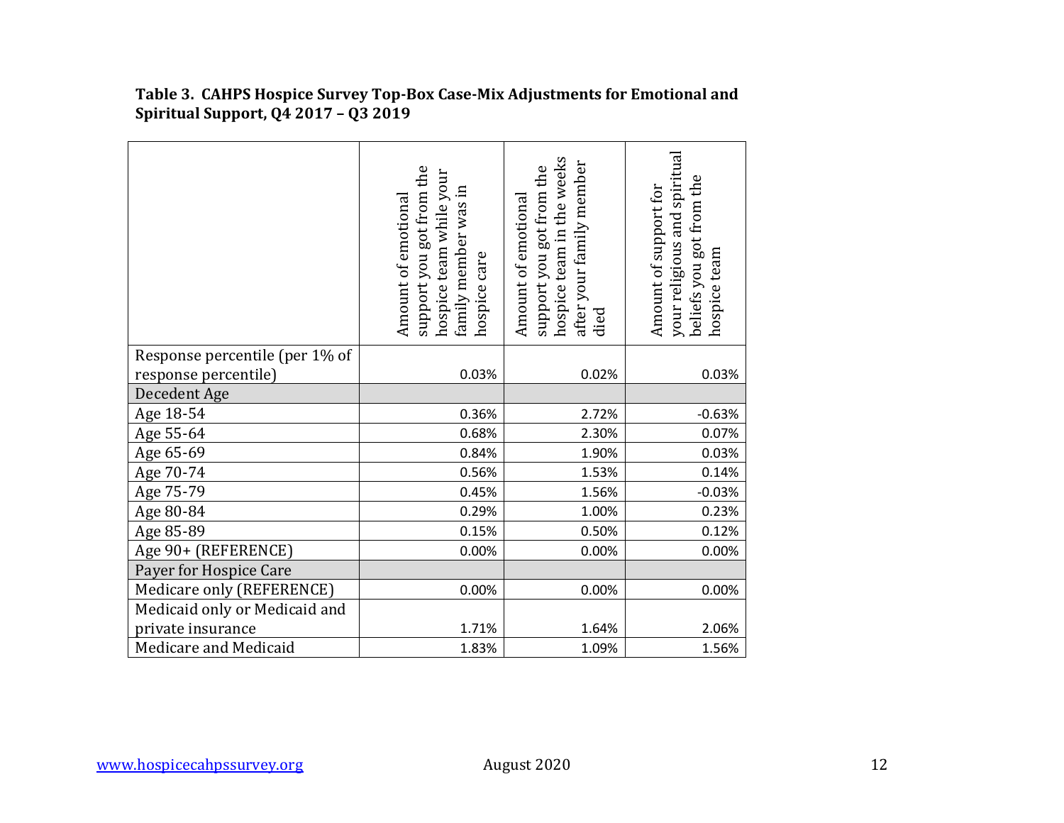**Table 3. CAHPS Hospice Survey Top-Box Case-Mix Adjustments for Emotional and Spiritual Support, Q4 2017 – Q3 2019**

| | Amount of emotional support you got from the hospice team while your family member was in hospice care | Amount of emotional support you got from the hospice team in the weeks after your family member died | Amount of support for your religious and spiritual beliefs you got from the hospice team |
|---|---|---|---|
| Response percentile (per 1% of response percentile) | 0.03% | 0.02% | 0.03% |
| Decedent Age | | | |
| Age 18-54 | 0.36% | 2.72% | -0.63% |
| Age 55-64 | 0.68% | 2.30% | 0.07% |
| Age 65-69 | 0.84% | 1.90% | 0.03% |
| Age 70-74 | 0.56% | 1.53% | 0.14% |
| Age 75-79 | 0.45% | 1.56% | -0.03% |
| Age 80-84 | 0.29% | 1.00% | 0.23% |
| Age 85-89 | 0.15% | 0.50% | 0.12% |
| Age 90+ (REFERENCE) | 0.00% | 0.00% | 0.00% |
| Payer for Hospice Care | | | |
| Medicare only (REFERENCE) | 0.00% | 0.00% | 0.00% |
| Medicaid only or Medicaid and private insurance | 1.71% | 1.64% | 2.06% |
| Medicare and Medicaid | 1.83% | 1.09% | 1.56% |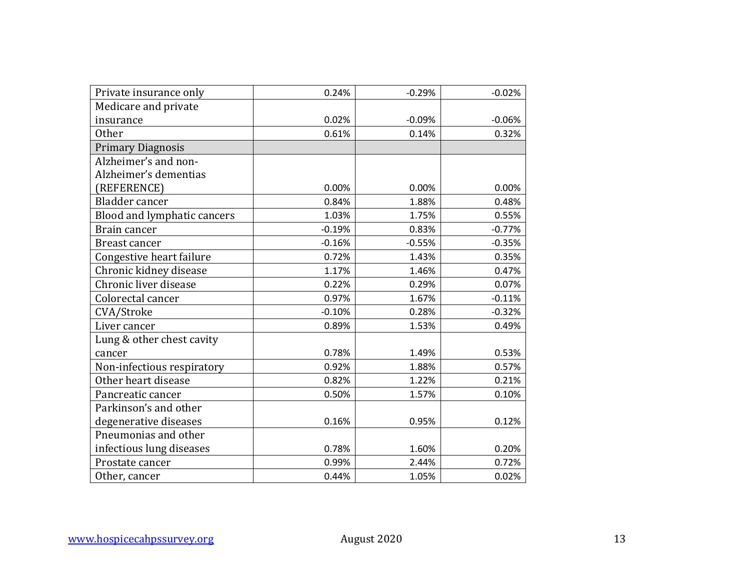| | | | |
|---|---|---|---|
| Private insurance only | 0.24% | -0.29% | -0.02% |
| Medicare and private insurance | 0.02% | -0.09% | -0.06% |
| Other | 0.61% | 0.14% | 0.32% |
| Primary Diagnosis | | | |
| Alzheimer's and non-Alzheimer's dementias (REFERENCE) | 0.00% | 0.00% | 0.00% |
| Bladder cancer | 0.84% | 1.88% | 0.48% |
| Blood and lymphatic cancers | 1.03% | 1.75% | 0.55% |
| Brain cancer | -0.19% | 0.83% | -0.77% |
| Breast cancer | -0.16% | -0.55% | -0.35% |
| Congestive heart failure | 0.72% | 1.43% | 0.35% |
| Chronic kidney disease | 1.17% | 1.46% | 0.47% |
| Chronic liver disease | 0.22% | 0.29% | 0.07% |
| Colorectal cancer | 0.97% | 1.67% | -0.11% |
| CVA/Stroke | -0.10% | 0.28% | -0.32% |
| Liver cancer | 0.89% | 1.53% | 0.49% |
| Lung & other chest cavity cancer | 0.78% | 1.49% | 0.53% |
| Non-infectious respiratory | 0.92% | 1.88% | 0.57% |
| Other heart disease | 0.82% | 1.22% | 0.21% |
| Pancreatic cancer | 0.50% | 1.57% | 0.10% |
| Parkinson's and other degenerative diseases | 0.16% | 0.95% | 0.12% |
| Pneumonias and other infectious lung diseases | 0.78% | 1.60% | 0.20% |
| Prostate cancer | 0.99% | 2.44% | 0.72% |
| Other, cancer | 0.44% | 1.05% | 0.02% |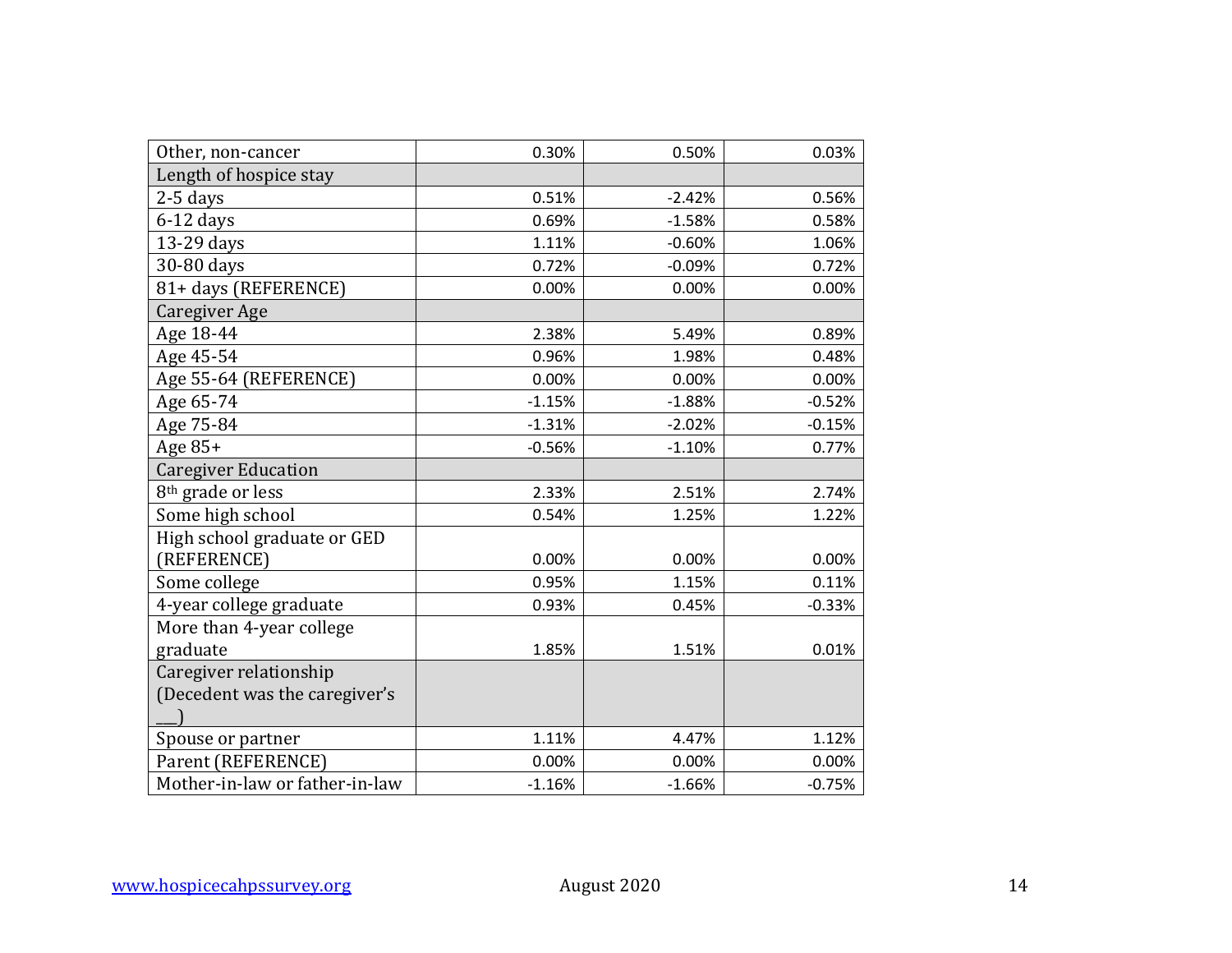| Other, non-cancer | 0.30% | 0.50% | 0.03% |
|---|---|---|---|
| Length of hospice stay | | | |
| 2-5 days | 0.51% | -2.42% | 0.56% |
| 6-12 days | 0.69% | -1.58% | 0.58% |
| 13-29 days | 1.11% | -0.60% | 1.06% |
| 30-80 days | 0.72% | -0.09% | 0.72% |
| 81+ days (REFERENCE) | 0.00% | 0.00% | 0.00% |
| Caregiver Age | | | |
| Age 18-44 | 2.38% | 5.49% | 0.89% |
| Age 45-54 | 0.96% | 1.98% | 0.48% |
| Age 55-64 (REFERENCE) | 0.00% | 0.00% | 0.00% |
| Age 65-74 | -1.15% | -1.88% | -0.52% |
| Age 75-84 | -1.31% | -2.02% | -0.15% |
| Age 85+ | -0.56% | -1.10% | 0.77% |
| Caregiver Education | | | |
| 8th grade or less | 2.33% | 2.51% | 2.74% |
| Some high school | 0.54% | 1.25% | 1.22% |
| High school graduate or GED (REFERENCE) | 0.00% | 0.00% | 0.00% |
| Some college | 0.95% | 1.15% | 0.11% |
| 4-year college graduate | 0.93% | 0.45% | -0.33% |
| More than 4-year college graduate | 1.85% | 1.51% | 0.01% |
| Caregiver relationship (Decedent was the caregiver's ___) | | | |
| Spouse or partner | 1.11% | 4.47% | 1.12% |
| Parent (REFERENCE) | 0.00% | 0.00% | 0.00% |
| Mother-in-law or father-in-law | -1.16% | -1.66% | -0.75% |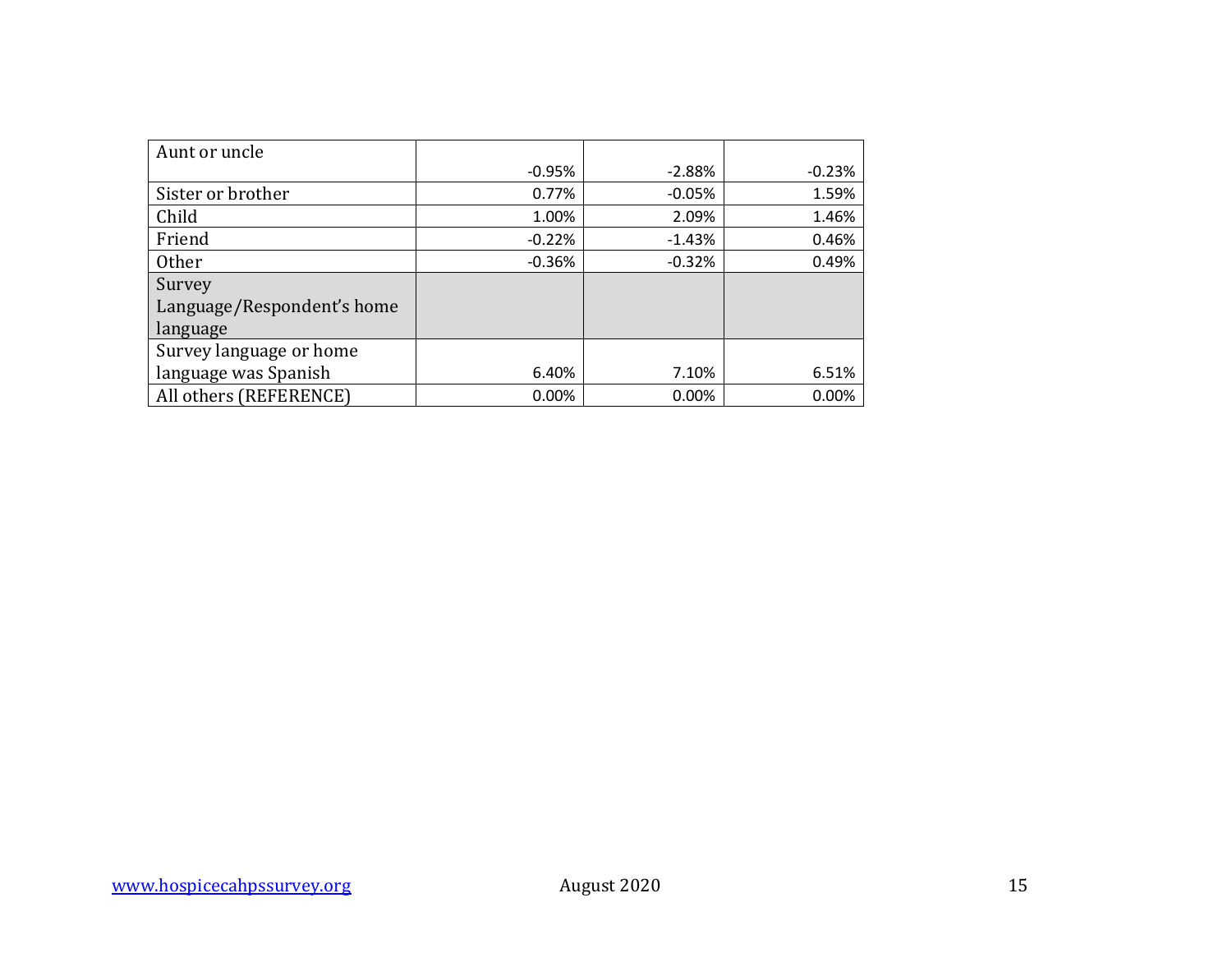| | | | |
|---|---|---|---|
| Aunt or uncle | -0.95% | -2.88% | -0.23% |
| Sister or brother | 0.77% | -0.05% | 1.59% |
| Child | 1.00% | 2.09% | 1.46% |
| Friend | -0.22% | -1.43% | 0.46% |
| Other | -0.36% | -0.32% | 0.49% |
| Survey Language/Respondent's home language | | | |
| Survey language or home language was Spanish | 6.40% | 7.10% | 6.51% |
| All others (REFERENCE) | 0.00% | 0.00% | 0.00% |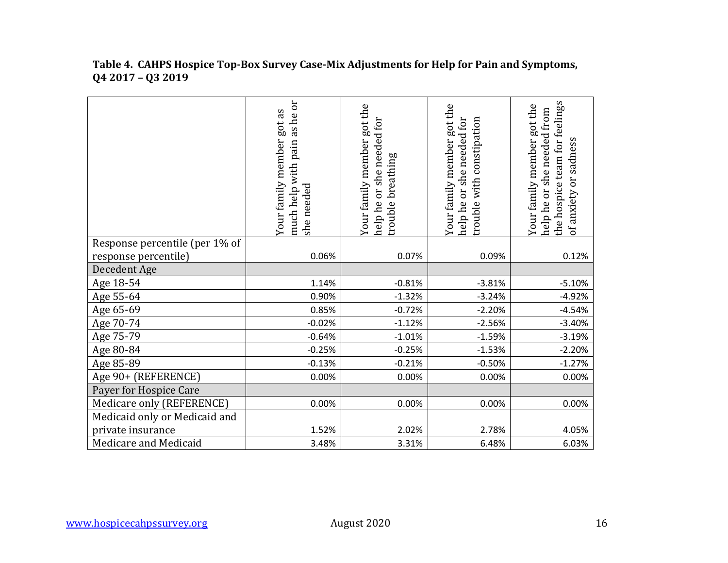**Table 4. CAHPS Hospice Top-Box Survey Case-Mix Adjustments for Help for Pain and Symptoms, Q4 2017 – Q3 2019**

| | Your family member got as much help with pain as he or she needed | Your family member got the help he or she needed for trouble breathing | Your family member got the help he or she needed for trouble with constipation | Your family member got the help he or she needed from the hospice team for feelings of anxiety or sadness |
|---|---|---|---|---|
| Response percentile (per 1% of response percentile) | 0.06% | 0.07% | 0.09% | 0.12% |
| Decedent Age | | | | |
| Age 18-54 | 1.14% | -0.81% | -3.81% | -5.10% |
| Age 55-64 | 0.90% | -1.32% | -3.24% | -4.92% |
| Age 65-69 | 0.85% | -0.72% | -2.20% | -4.54% |
| Age 70-74 | -0.02% | -1.12% | -2.56% | -3.40% |
| Age 75-79 | -0.64% | -1.01% | -1.59% | -3.19% |
| Age 80-84 | -0.25% | -0.25% | -1.53% | -2.20% |
| Age 85-89 | -0.13% | -0.21% | -0.50% | -1.27% |
| Age 90+ (REFERENCE) | 0.00% | 0.00% | 0.00% | 0.00% |
| Payer for Hospice Care | | | | |
| Medicare only (REFERENCE) | 0.00% | 0.00% | 0.00% | 0.00% |
| Medicaid only or Medicaid and private insurance | 1.52% | 2.02% | 2.78% | 4.05% |
| Medicare and Medicaid | 3.48% | 3.31% | 6.48% | 6.03% |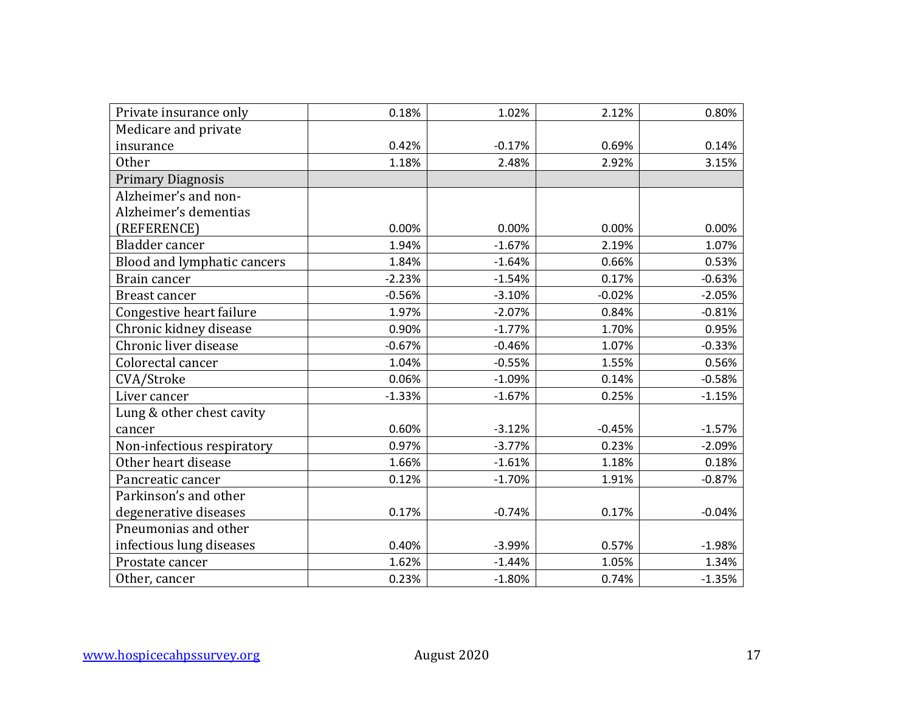| | | | | |
|---|---|---|---|---|
| Private insurance only | 0.18% | 1.02% | 2.12% | 0.80% |
| Medicare and private insurance | 0.42% | -0.17% | 0.69% | 0.14% |
| Other | 1.18% | 2.48% | 2.92% | 3.15% |
| Primary Diagnosis | | | | |
| Alzheimer's and non-Alzheimer's dementias (REFERENCE) | 0.00% | 0.00% | 0.00% | 0.00% |
| Bladder cancer | 1.94% | -1.67% | 2.19% | 1.07% |
| Blood and lymphatic cancers | 1.84% | -1.64% | 0.66% | 0.53% |
| Brain cancer | -2.23% | -1.54% | 0.17% | -0.63% |
| Breast cancer | -0.56% | -3.10% | -0.02% | -2.05% |
| Congestive heart failure | 1.97% | -2.07% | 0.84% | -0.81% |
| Chronic kidney disease | 0.90% | -1.77% | 1.70% | 0.95% |
| Chronic liver disease | -0.67% | -0.46% | 1.07% | -0.33% |
| Colorectal cancer | 1.04% | -0.55% | 1.55% | 0.56% |
| CVA/Stroke | 0.06% | -1.09% | 0.14% | -0.58% |
| Liver cancer | -1.33% | -1.67% | 0.25% | -1.15% |
| Lung & other chest cavity cancer | 0.60% | -3.12% | -0.45% | -1.57% |
| Non-infectious respiratory | 0.97% | -3.77% | 0.23% | -2.09% |
| Other heart disease | 1.66% | -1.61% | 1.18% | 0.18% |
| Pancreatic cancer | 0.12% | -1.70% | 1.91% | -0.87% |
| Parkinson's and other degenerative diseases | 0.17% | -0.74% | 0.17% | -0.04% |
| Pneumonias and other infectious lung diseases | 0.40% | -3.99% | 0.57% | -1.98% |
| Prostate cancer | 1.62% | -1.44% | 1.05% | 1.34% |
| Other, cancer | 0.23% | -1.80% | 0.74% | -1.35% |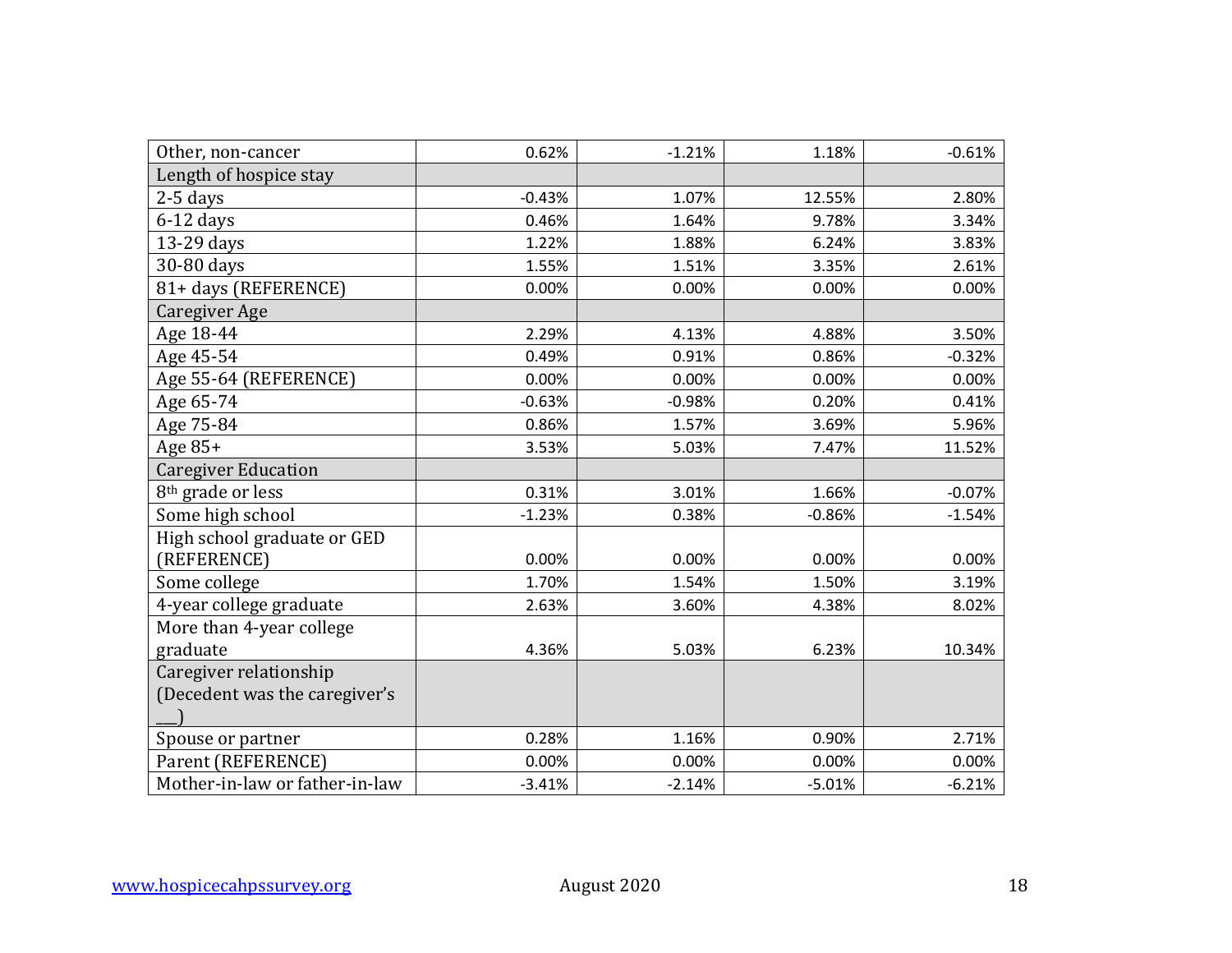| | | | | |
|---|---|---|---|---|
| Other, non-cancer | 0.62% | -1.21% | 1.18% | -0.61% |
| Length of hospice stay | | | | |
| 2-5 days | -0.43% | 1.07% | 12.55% | 2.80% |
| 6-12 days | 0.46% | 1.64% | 9.78% | 3.34% |
| 13-29 days | 1.22% | 1.88% | 6.24% | 3.83% |
| 30-80 days | 1.55% | 1.51% | 3.35% | 2.61% |
| 81+ days (REFERENCE) | 0.00% | 0.00% | 0.00% | 0.00% |
| Caregiver Age | | | | |
| Age 18-44 | 2.29% | 4.13% | 4.88% | 3.50% |
| Age 45-54 | 0.49% | 0.91% | 0.86% | -0.32% |
| Age 55-64 (REFERENCE) | 0.00% | 0.00% | 0.00% | 0.00% |
| Age 65-74 | -0.63% | -0.98% | 0.20% | 0.41% |
| Age 75-84 | 0.86% | 1.57% | 3.69% | 5.96% |
| Age 85+ | 3.53% | 5.03% | 7.47% | 11.52% |
| Caregiver Education | | | | |
| 8th grade or less | 0.31% | 3.01% | 1.66% | -0.07% |
| Some high school | -1.23% | 0.38% | -0.86% | -1.54% |
| High school graduate or GED (REFERENCE) | 0.00% | 0.00% | 0.00% | 0.00% |
| Some college | 1.70% | 1.54% | 1.50% | 3.19% |
| 4-year college graduate | 2.63% | 3.60% | 4.38% | 8.02% |
| More than 4-year college graduate | 4.36% | 5.03% | 6.23% | 10.34% |
| Caregiver relationship (Decedent was the caregiver's ___) | | | | |
| Spouse or partner | 0.28% | 1.16% | 0.90% | 2.71% |
| Parent (REFERENCE) | 0.00% | 0.00% | 0.00% | 0.00% |
| Mother-in-law or father-in-law | -3.41% | -2.14% | -5.01% | -6.21% |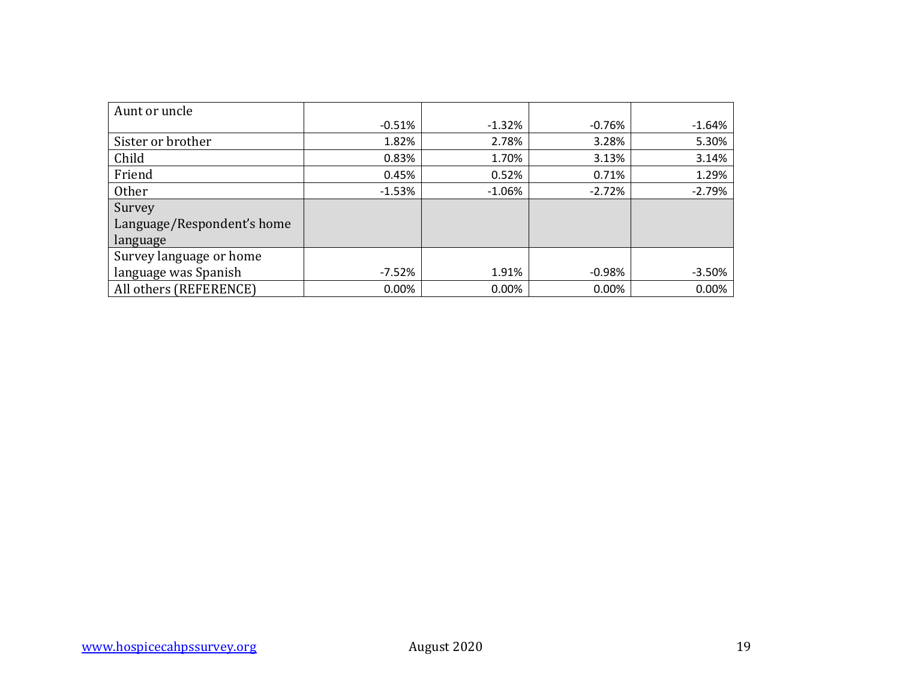| Aunt or uncle | -0.51% | -1.32% | -0.76% | -1.64% |
|---|---|---|---|---|
| Sister or brother | 1.82% | 2.78% | 3.28% | 5.30% |
| Child | 0.83% | 1.70% | 3.13% | 3.14% |
| Friend | 0.45% | 0.52% | 0.71% | 1.29% |
| Other | -1.53% | -1.06% | -2.72% | -2.79% |
| Survey Language/Respondent's home language | | | | |
| Survey language or home language was Spanish | -7.52% | 1.91% | -0.98% | -3.50% |
| All others (REFERENCE) | 0.00% | 0.00% | 0.00% | 0.00% |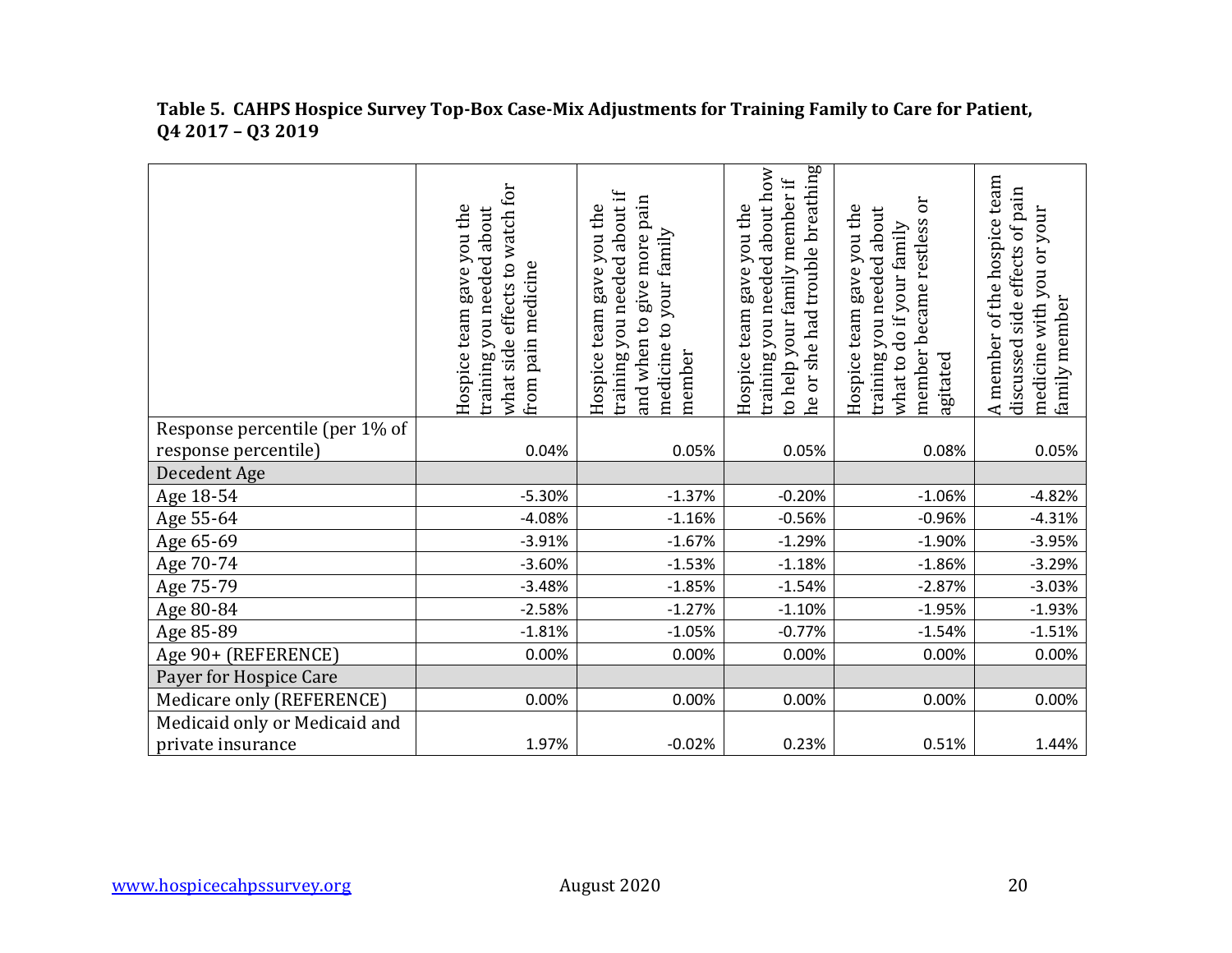**Table 5. CAHPS Hospice Survey Top-Box Case-Mix Adjustments for Training Family to Care for Patient, Q4 2017 – Q3 2019**

| | Hospice team gave you the training you needed about what side effects to watch for from pain medicine | Hospice team gave you the training you needed about if and when to give more pain medicine to your family member | Hospice team gave you the training you needed about how to help your family member if he or she had trouble breathing | Hospice team gave you the training you needed about what to do if your family member became restless or agitated | A member of the hospice team discussed side effects of pain medicine with you or your family member |
|---|---|---|---|---|---|
| Response percentile (per 1% of response percentile) | 0.04% | 0.05% | 0.05% | 0.08% | 0.05% |
| Decedent Age | | | | | |
| Age 18-54 | -5.30% | -1.37% | -0.20% | -1.06% | -4.82% |
| Age 55-64 | -4.08% | -1.16% | -0.56% | -0.96% | -4.31% |
| Age 65-69 | -3.91% | -1.67% | -1.29% | -1.90% | -3.95% |
| Age 70-74 | -3.60% | -1.53% | -1.18% | -1.86% | -3.29% |
| Age 75-79 | -3.48% | -1.85% | -1.54% | -2.87% | -3.03% |
| Age 80-84 | -2.58% | -1.27% | -1.10% | -1.95% | -1.93% |
| Age 85-89 | -1.81% | -1.05% | -0.77% | -1.54% | -1.51% |
| Age 90+ (REFERENCE) | 0.00% | 0.00% | 0.00% | 0.00% | 0.00% |
| Payer for Hospice Care | | | | | |
| Medicare only (REFERENCE) | 0.00% | 0.00% | 0.00% | 0.00% | 0.00% |
| Medicaid only or Medicaid and private insurance | 1.97% | -0.02% | 0.23% | 0.51% | 1.44% |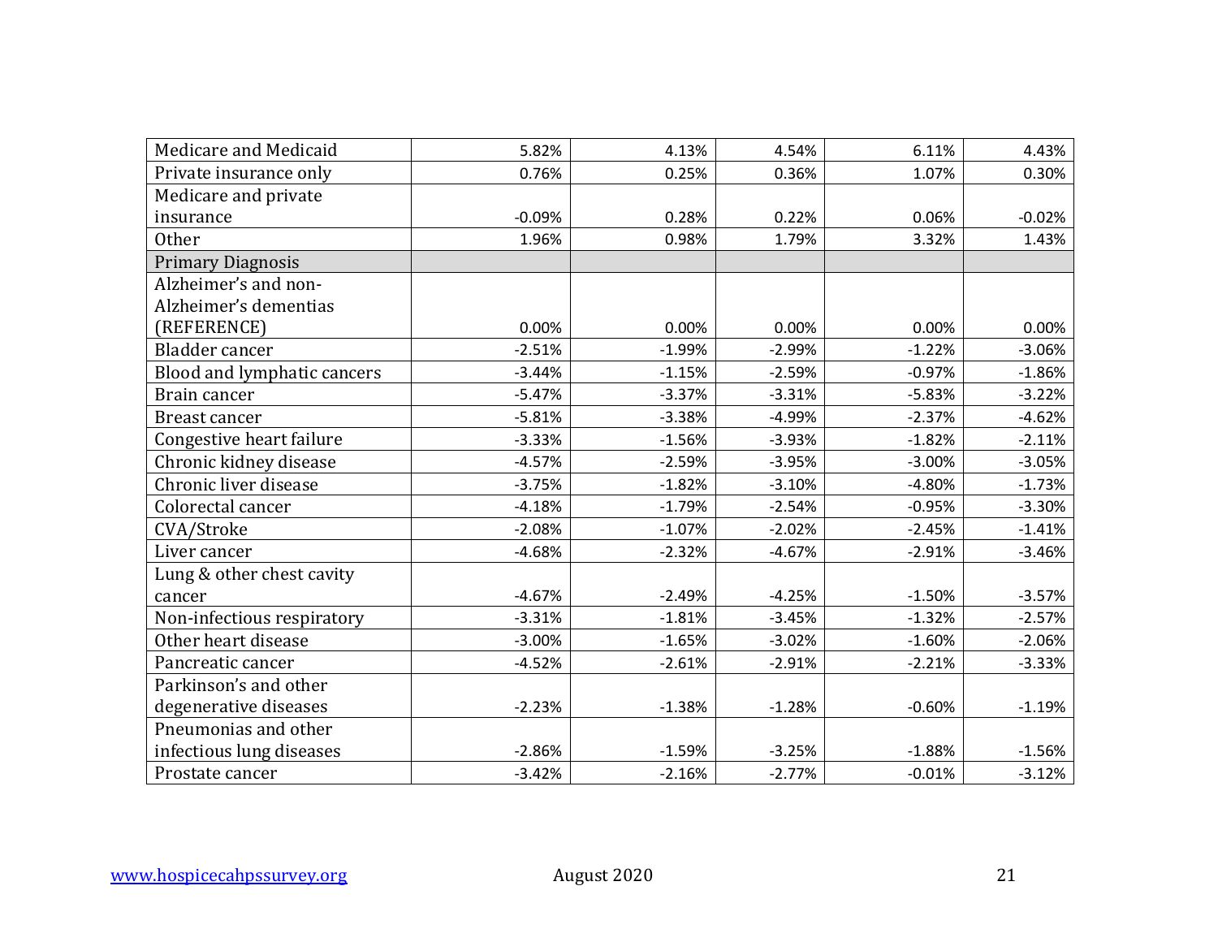| | | | | | |
|---|---|---|---|---|---|
| Medicare and Medicaid | 5.82% | 4.13% | 4.54% | 6.11% | 4.43% |
| Private insurance only | 0.76% | 0.25% | 0.36% | 1.07% | 0.30% |
| Medicare and private insurance | -0.09% | 0.28% | 0.22% | 0.06% | -0.02% |
| Other | 1.96% | 0.98% | 1.79% | 3.32% | 1.43% |
| Primary Diagnosis | | | | | |
| Alzheimer's and non-Alzheimer's dementias (REFERENCE) | 0.00% | 0.00% | 0.00% | 0.00% | 0.00% |
| Bladder cancer | -2.51% | -1.99% | -2.99% | -1.22% | -3.06% |
| Blood and lymphatic cancers | -3.44% | -1.15% | -2.59% | -0.97% | -1.86% |
| Brain cancer | -5.47% | -3.37% | -3.31% | -5.83% | -3.22% |
| Breast cancer | -5.81% | -3.38% | -4.99% | -2.37% | -4.62% |
| Congestive heart failure | -3.33% | -1.56% | -3.93% | -1.82% | -2.11% |
| Chronic kidney disease | -4.57% | -2.59% | -3.95% | -3.00% | -3.05% |
| Chronic liver disease | -3.75% | -1.82% | -3.10% | -4.80% | -1.73% |
| Colorectal cancer | -4.18% | -1.79% | -2.54% | -0.95% | -3.30% |
| CVA/Stroke | -2.08% | -1.07% | -2.02% | -2.45% | -1.41% |
| Liver cancer | -4.68% | -2.32% | -4.67% | -2.91% | -3.46% |
| Lung & other chest cavity cancer | -4.67% | -2.49% | -4.25% | -1.50% | -3.57% |
| Non-infectious respiratory | -3.31% | -1.81% | -3.45% | -1.32% | -2.57% |
| Other heart disease | -3.00% | -1.65% | -3.02% | -1.60% | -2.06% |
| Pancreatic cancer | -4.52% | -2.61% | -2.91% | -2.21% | -3.33% |
| Parkinson's and other degenerative diseases | -2.23% | -1.38% | -1.28% | -0.60% | -1.19% |
| Pneumonias and other infectious lung diseases | -2.86% | -1.59% | -3.25% | -1.88% | -1.56% |
| Prostate cancer | -3.42% | -2.16% | -2.77% | -0.01% | -3.12% |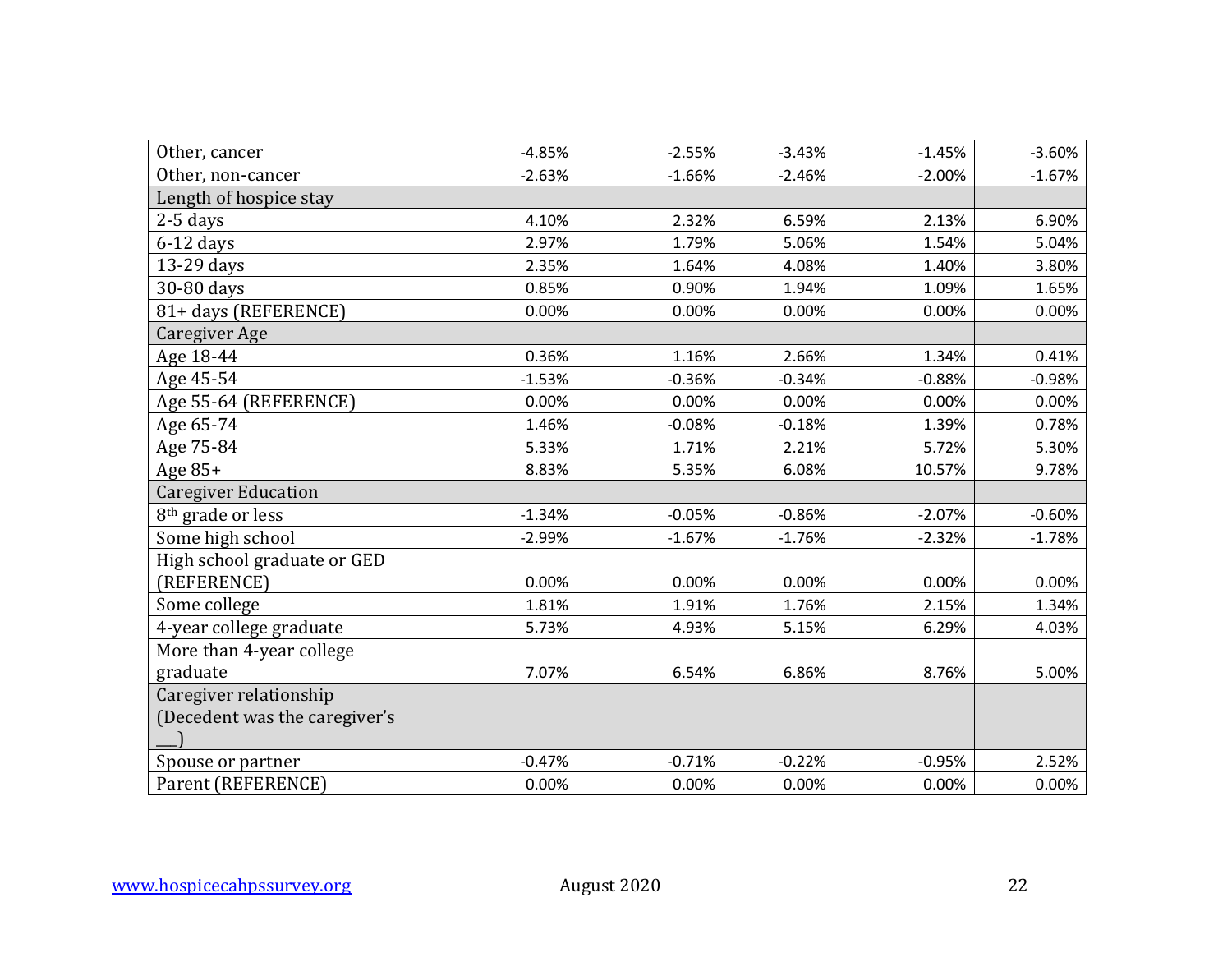| | | | | | |
|---|---|---|---|---|---|
| Other, cancer | -4.85% | -2.55% | -3.43% | -1.45% | -3.60% |
| Other, non-cancer | -2.63% | -1.66% | -2.46% | -2.00% | -1.67% |
| Length of hospice stay | | | | | |
| 2-5 days | 4.10% | 2.32% | 6.59% | 2.13% | 6.90% |
| 6-12 days | 2.97% | 1.79% | 5.06% | 1.54% | 5.04% |
| 13-29 days | 2.35% | 1.64% | 4.08% | 1.40% | 3.80% |
| 30-80 days | 0.85% | 0.90% | 1.94% | 1.09% | 1.65% |
| 81+ days (REFERENCE) | 0.00% | 0.00% | 0.00% | 0.00% | 0.00% |
| Caregiver Age | | | | | |
| Age 18-44 | 0.36% | 1.16% | 2.66% | 1.34% | 0.41% |
| Age 45-54 | -1.53% | -0.36% | -0.34% | -0.88% | -0.98% |
| Age 55-64 (REFERENCE) | 0.00% | 0.00% | 0.00% | 0.00% | 0.00% |
| Age 65-74 | 1.46% | -0.08% | -0.18% | 1.39% | 0.78% |
| Age 75-84 | 5.33% | 1.71% | 2.21% | 5.72% | 5.30% |
| Age 85+ | 8.83% | 5.35% | 6.08% | 10.57% | 9.78% |
| Caregiver Education | | | | | |
| 8th grade or less | -1.34% | -0.05% | -0.86% | -2.07% | -0.60% |
| Some high school | -2.99% | -1.67% | -1.76% | -2.32% | -1.78% |
| High school graduate or GED (REFERENCE) | 0.00% | 0.00% | 0.00% | 0.00% | 0.00% |
| Some college | 1.81% | 1.91% | 1.76% | 2.15% | 1.34% |
| 4-year college graduate | 5.73% | 4.93% | 5.15% | 6.29% | 4.03% |
| More than 4-year college graduate | 7.07% | 6.54% | 6.86% | 8.76% | 5.00% |
| Caregiver relationship (Decedent was the caregiver's ___) | | | | | |
| Spouse or partner | -0.47% | -0.71% | -0.22% | -0.95% | 2.52% |
| Parent (REFERENCE) | 0.00% | 0.00% | 0.00% | 0.00% | 0.00% |

www.hospicecahpssurvey.org August 2020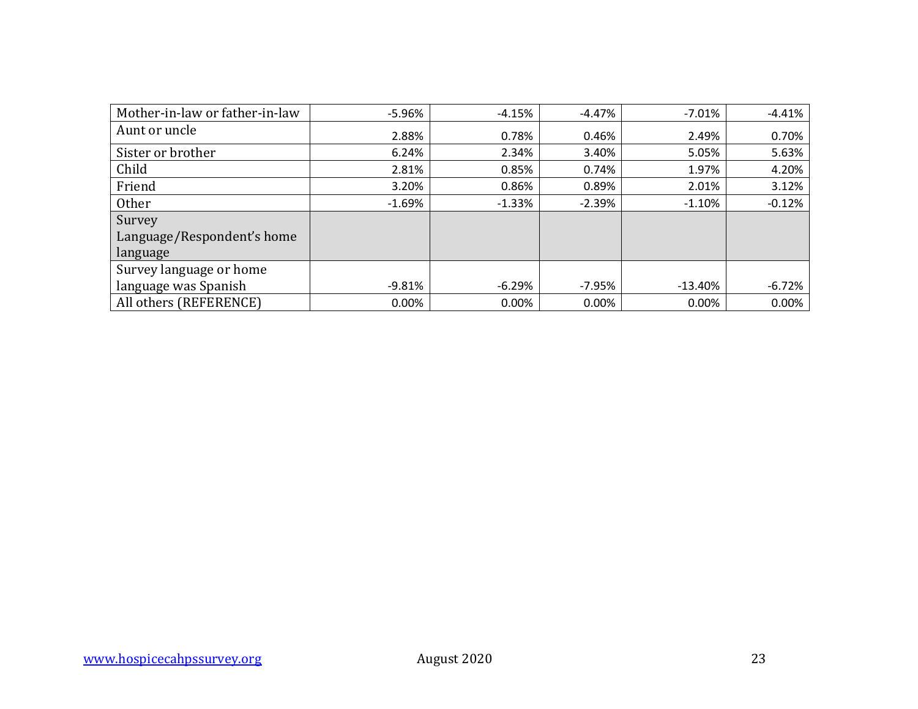| | | | | | |
|---|---|---|---|---|---|
| Mother-in-law or father-in-law | -5.96% | -4.15% | -4.47% | -7.01% | -4.41% |
| Aunt or uncle | 2.88% | 0.78% | 0.46% | 2.49% | 0.70% |
| Sister or brother | 6.24% | 2.34% | 3.40% | 5.05% | 5.63% |
| Child | 2.81% | 0.85% | 0.74% | 1.97% | 4.20% |
| Friend | 3.20% | 0.86% | 0.89% | 2.01% | 3.12% |
| Other | -1.69% | -1.33% | -2.39% | -1.10% | -0.12% |
| Survey Language/Respondent's home language | | | | | |
| Survey language or home language was Spanish | -9.81% | -6.29% | -7.95% | -13.40% | -6.72% |
| All others (REFERENCE) | 0.00% | 0.00% | 0.00% | 0.00% | 0.00% |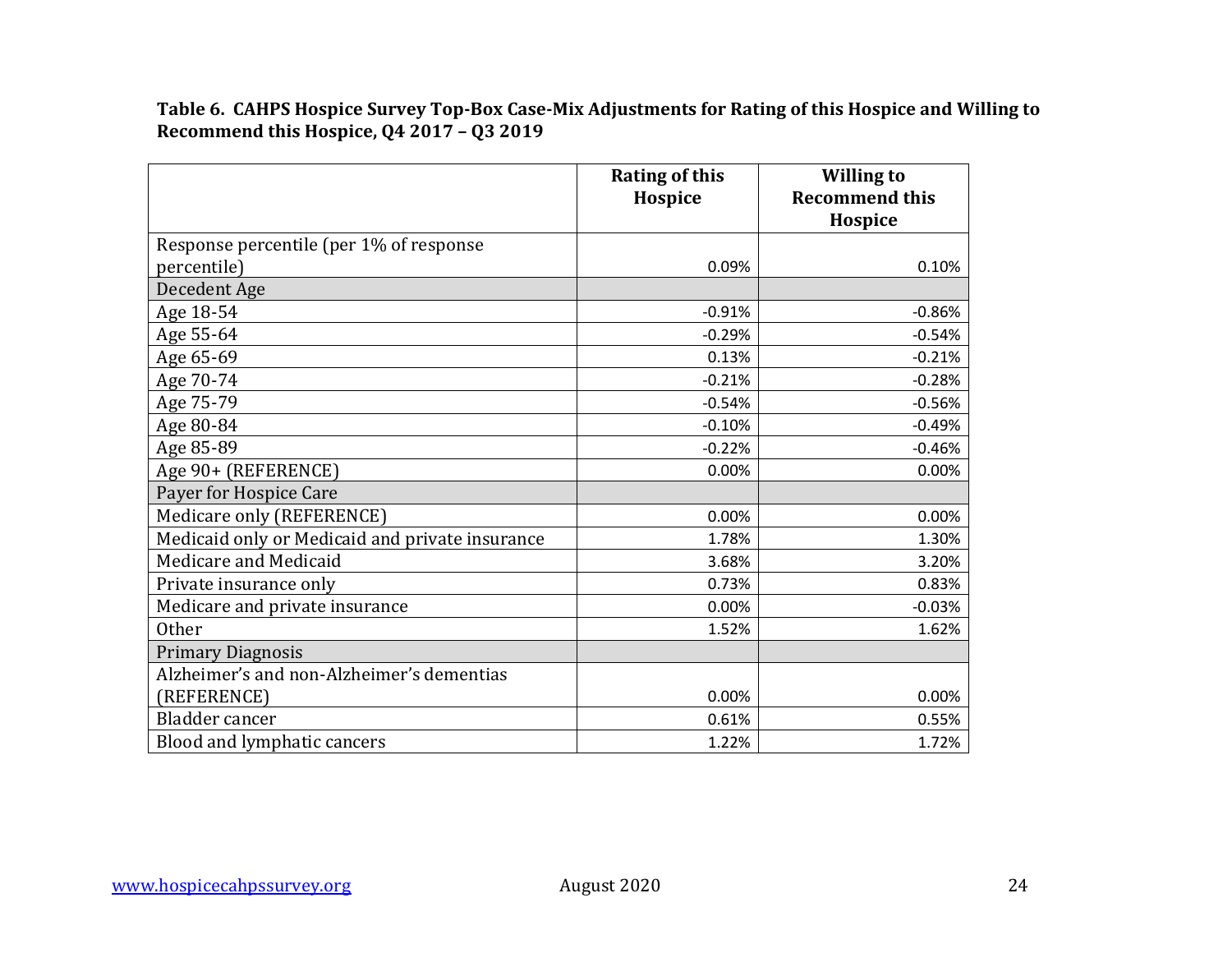**Table 6. CAHPS Hospice Survey Top-Box Case-Mix Adjustments for Rating of this Hospice and Willing to Recommend this Hospice, Q4 2017 – Q3 2019**

| | Rating of this Hospice | Willing to Recommend this Hospice |
|---|---|---|
| Response percentile (per 1% of response percentile) | 0.09% | 0.10% |
| Decedent Age | | |
| Age 18-54 | -0.91% | -0.86% |
| Age 55-64 | -0.29% | -0.54% |
| Age 65-69 | 0.13% | -0.21% |
| Age 70-74 | -0.21% | -0.28% |
| Age 75-79 | -0.54% | -0.56% |
| Age 80-84 | -0.10% | -0.49% |
| Age 85-89 | -0.22% | -0.46% |
| Age 90+ (REFERENCE) | 0.00% | 0.00% |
| Payer for Hospice Care | | |
| Medicare only (REFERENCE) | 0.00% | 0.00% |
| Medicaid only or Medicaid and private insurance | 1.78% | 1.30% |
| Medicare and Medicaid | 3.68% | 3.20% |
| Private insurance only | 0.73% | 0.83% |
| Medicare and private insurance | 0.00% | -0.03% |
| Other | 1.52% | 1.62% |
| Primary Diagnosis | | |
| Alzheimer's and non-Alzheimer's dementias (REFERENCE) | 0.00% | 0.00% |
| Bladder cancer | 0.61% | 0.55% |
| Blood and lymphatic cancers | 1.22% | 1.72% |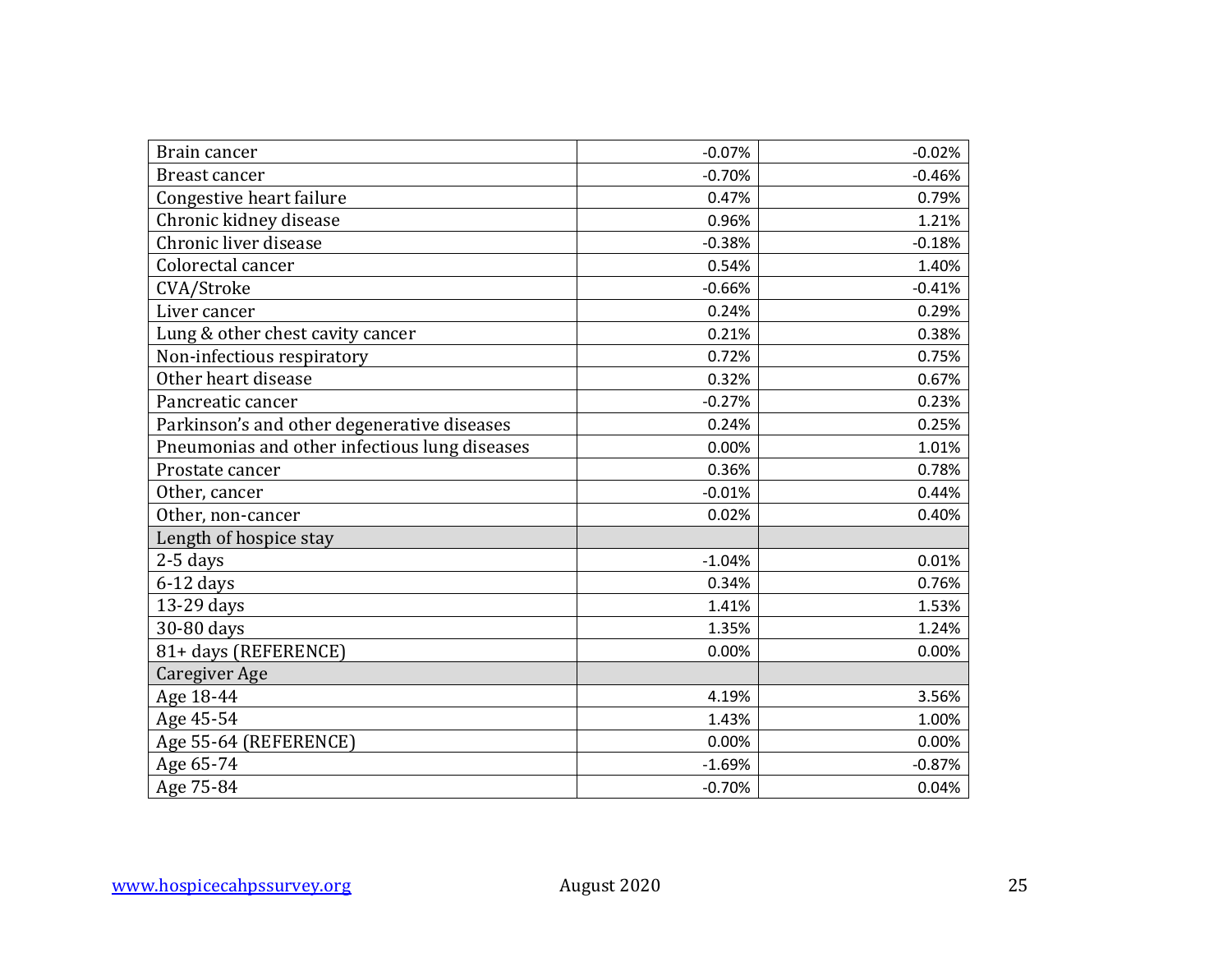| | | |
|---|---|---|
| Brain cancer | -0.07% | -0.02% |
| Breast cancer | -0.70% | -0.46% |
| Congestive heart failure | 0.47% | 0.79% |
| Chronic kidney disease | 0.96% | 1.21% |
| Chronic liver disease | -0.38% | -0.18% |
| Colorectal cancer | 0.54% | 1.40% |
| CVA/Stroke | -0.66% | -0.41% |
| Liver cancer | 0.24% | 0.29% |
| Lung & other chest cavity cancer | 0.21% | 0.38% |
| Non-infectious respiratory | 0.72% | 0.75% |
| Other heart disease | 0.32% | 0.67% |
| Pancreatic cancer | -0.27% | 0.23% |
| Parkinson's and other degenerative diseases | 0.24% | 0.25% |
| Pneumonias and other infectious lung diseases | 0.00% | 1.01% |
| Prostate cancer | 0.36% | 0.78% |
| Other, cancer | -0.01% | 0.44% |
| Other, non-cancer | 0.02% | 0.40% |
| Length of hospice stay | | |
| 2-5 days | -1.04% | 0.01% |
| 6-12 days | 0.34% | 0.76% |
| 13-29 days | 1.41% | 1.53% |
| 30-80 days | 1.35% | 1.24% |
| 81+ days (REFERENCE) | 0.00% | 0.00% |
| Caregiver Age | | |
| Age 18-44 | 4.19% | 3.56% |
| Age 45-54 | 1.43% | 1.00% |
| Age 55-64 (REFERENCE) | 0.00% | 0.00% |
| Age 65-74 | -1.69% | -0.87% |
| Age 75-84 | -0.70% | 0.04% |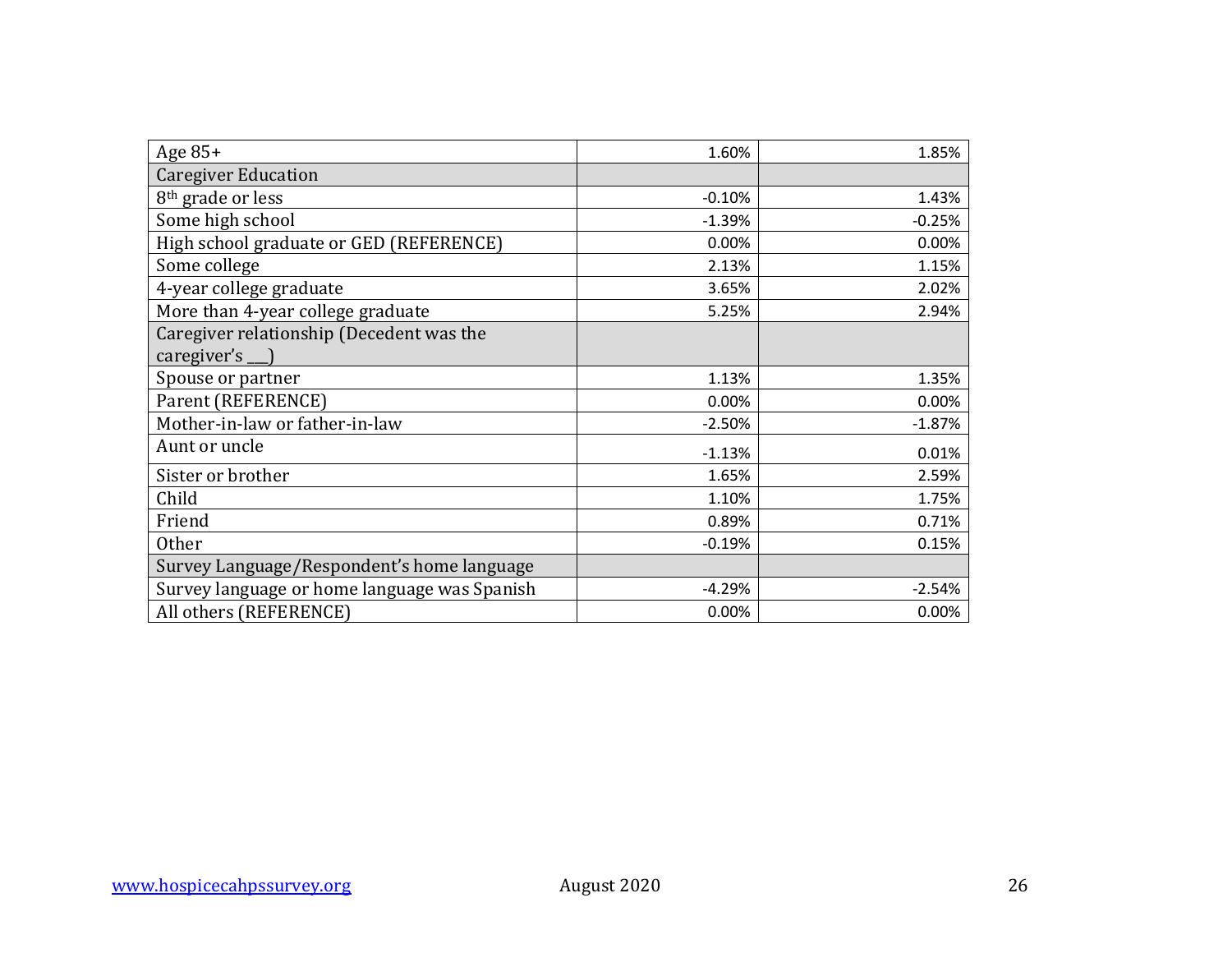| Age 85+ | 1.60% | 1.85% |
|---|---|---|
| Caregiver Education | | |
| 8th grade or less | -0.10% | 1.43% |
| Some high school | -1.39% | -0.25% |
| High school graduate or GED (REFERENCE) | 0.00% | 0.00% |
| Some college | 2.13% | 1.15% |
| 4-year college graduate | 3.65% | 2.02% |
| More than 4-year college graduate | 5.25% | 2.94% |
| Caregiver relationship (Decedent was the caregiver's ___) | | |
| Spouse or partner | 1.13% | 1.35% |
| Parent (REFERENCE) | 0.00% | 0.00% |
| Mother-in-law or father-in-law | -2.50% | -1.87% |
| Aunt or uncle | -1.13% | 0.01% |
| Sister or brother | 1.65% | 2.59% |
| Child | 1.10% | 1.75% |
| Friend | 0.89% | 0.71% |
| Other | -0.19% | 0.15% |
| Survey Language/Respondent's home language | | |
| Survey language or home language was Spanish | -4.29% | -2.54% |
| All others (REFERENCE) | 0.00% | 0.00% |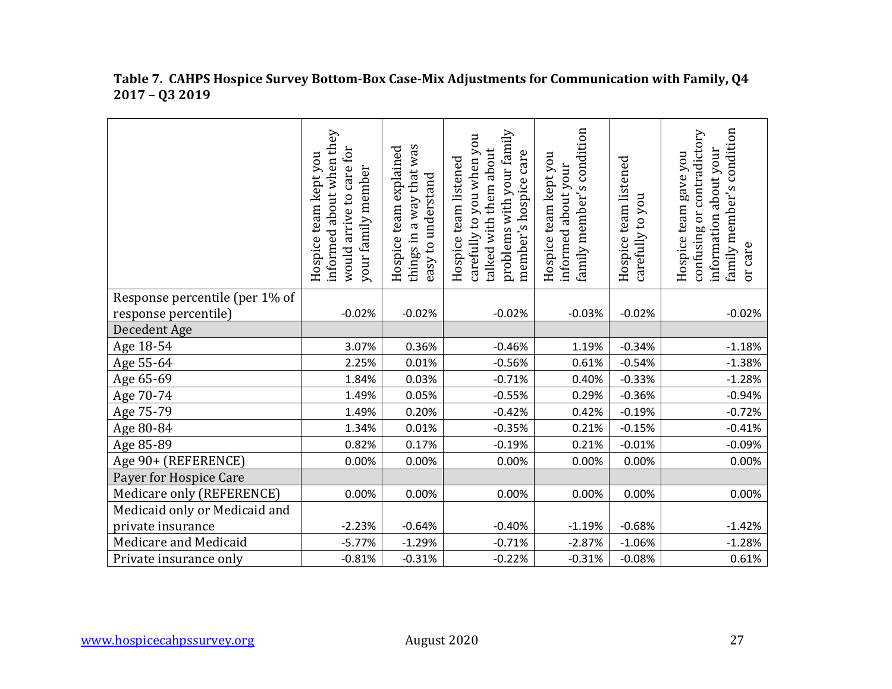**Table 7. CAHPS Hospice Survey Bottom-Box Case-Mix Adjustments for Communication with Family, Q4 2017 – Q3 2019**

| | Hospice team kept you informed about when they would arrive to care for your family member | Hospice team explained things in a way that was easy to understand | Hospice team listened carefully to you when you talked with them about problems with your family member's hospice care | Hospice team kept you informed about your family member's condition | Hospice team listened carefully to you | Hospice team gave you confusing or contradictory information about your family member's condition or care |
|---|---|---|---|---|---|---|
| Response percentile (per 1% of response percentile) | -0.02% | -0.02% | -0.02% | -0.03% | -0.02% | -0.02% |
| Decedent Age | | | | | | |
| Age 18-54 | 3.07% | 0.36% | -0.46% | 1.19% | -0.34% | -1.18% |
| Age 55-64 | 2.25% | 0.01% | -0.56% | 0.61% | -0.54% | -1.38% |
| Age 65-69 | 1.84% | 0.03% | -0.71% | 0.40% | -0.33% | -1.28% |
| Age 70-74 | 1.49% | 0.05% | -0.55% | 0.29% | -0.36% | -0.94% |
| Age 75-79 | 1.49% | 0.20% | -0.42% | 0.42% | -0.19% | -0.72% |
| Age 80-84 | 1.34% | 0.01% | -0.35% | 0.21% | -0.15% | -0.41% |
| Age 85-89 | 0.82% | 0.17% | -0.19% | 0.21% | -0.01% | -0.09% |
| Age 90+ (REFERENCE) | 0.00% | 0.00% | 0.00% | 0.00% | 0.00% | 0.00% |
| Payer for Hospice Care | | | | | | |
| Medicare only (REFERENCE) | 0.00% | 0.00% | 0.00% | 0.00% | 0.00% | 0.00% |
| Medicaid only or Medicaid and private insurance | -2.23% | -0.64% | -0.40% | -1.19% | -0.68% | -1.42% |
| Medicare and Medicaid | -5.77% | -1.29% | -0.71% | -2.87% | -1.06% | -1.28% |
| Private insurance only | -0.81% | -0.31% | -0.22% | -0.31% | -0.08% | 0.61% |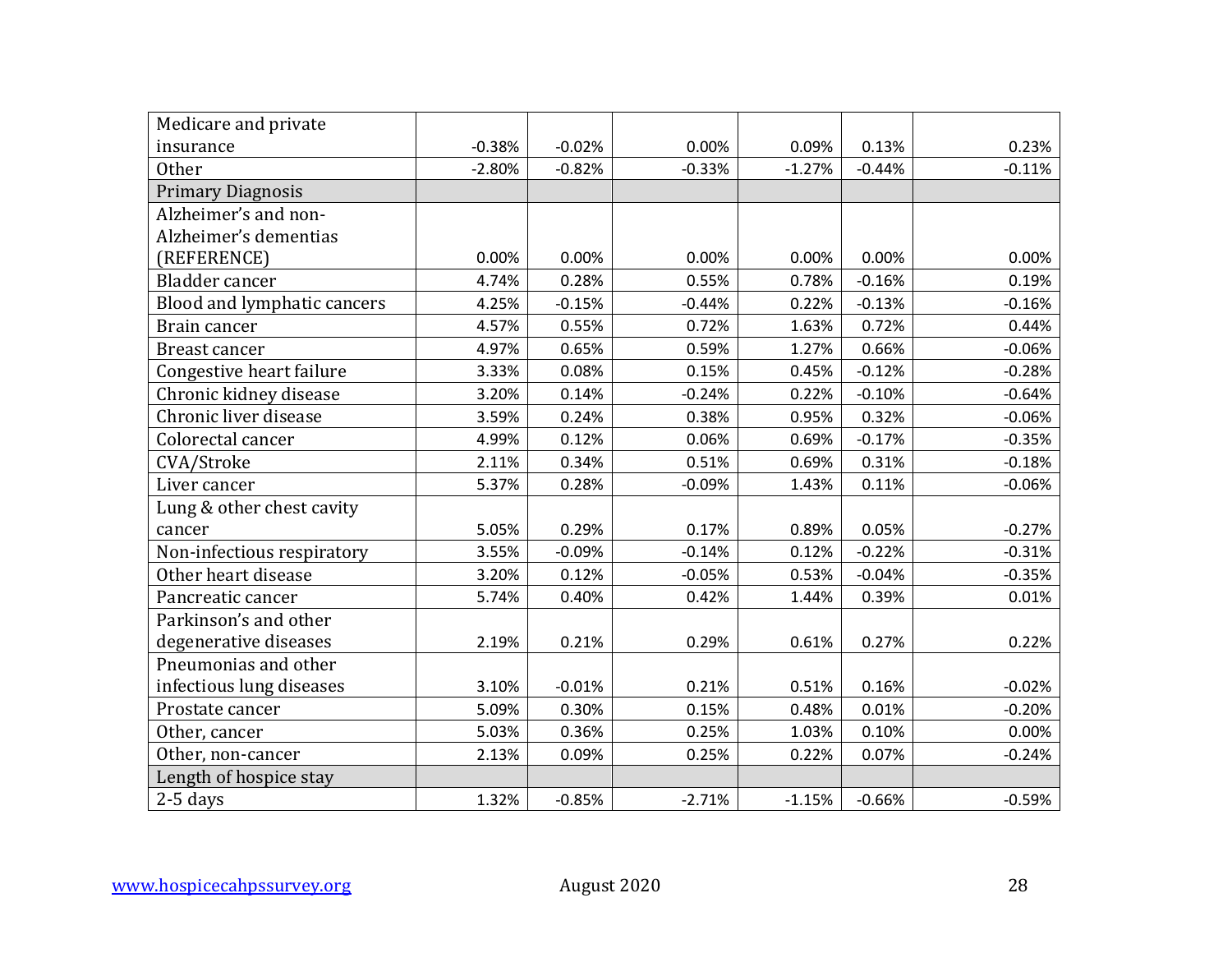| | | | | | | |
|---|---|---|---|---|---|---|
| Medicare and private insurance | -0.38% | -0.02% | 0.00% | 0.09% | 0.13% | 0.23% |
| Other | -2.80% | -0.82% | -0.33% | -1.27% | -0.44% | -0.11% |
| Primary Diagnosis | | | | | | |
| Alzheimer's and non-Alzheimer's dementias (REFERENCE) | 0.00% | 0.00% | 0.00% | 0.00% | 0.00% | 0.00% |
| Bladder cancer | 4.74% | 0.28% | 0.55% | 0.78% | -0.16% | 0.19% |
| Blood and lymphatic cancers | 4.25% | -0.15% | -0.44% | 0.22% | -0.13% | -0.16% |
| Brain cancer | 4.57% | 0.55% | 0.72% | 1.63% | 0.72% | 0.44% |
| Breast cancer | 4.97% | 0.65% | 0.59% | 1.27% | 0.66% | -0.06% |
| Congestive heart failure | 3.33% | 0.08% | 0.15% | 0.45% | -0.12% | -0.28% |
| Chronic kidney disease | 3.20% | 0.14% | -0.24% | 0.22% | -0.10% | -0.64% |
| Chronic liver disease | 3.59% | 0.24% | 0.38% | 0.95% | 0.32% | -0.06% |
| Colorectal cancer | 4.99% | 0.12% | 0.06% | 0.69% | -0.17% | -0.35% |
| CVA/Stroke | 2.11% | 0.34% | 0.51% | 0.69% | 0.31% | -0.18% |
| Liver cancer | 5.37% | 0.28% | -0.09% | 1.43% | 0.11% | -0.06% |
| Lung & other chest cavity cancer | 5.05% | 0.29% | 0.17% | 0.89% | 0.05% | -0.27% |
| Non-infectious respiratory | 3.55% | -0.09% | -0.14% | 0.12% | -0.22% | -0.31% |
| Other heart disease | 3.20% | 0.12% | -0.05% | 0.53% | -0.04% | -0.35% |
| Pancreatic cancer | 5.74% | 0.40% | 0.42% | 1.44% | 0.39% | 0.01% |
| Parkinson's and other degenerative diseases | 2.19% | 0.21% | 0.29% | 0.61% | 0.27% | 0.22% |
| Pneumonias and other infectious lung diseases | 3.10% | -0.01% | 0.21% | 0.51% | 0.16% | -0.02% |
| Prostate cancer | 5.09% | 0.30% | 0.15% | 0.48% | 0.01% | -0.20% |
| Other, cancer | 5.03% | 0.36% | 0.25% | 1.03% | 0.10% | 0.00% |
| Other, non-cancer | 2.13% | 0.09% | 0.25% | 0.22% | 0.07% | -0.24% |
| Length of hospice stay | | | | | | |
| 2-5 days | 1.32% | -0.85% | -2.71% | -1.15% | -0.66% | -0.59% |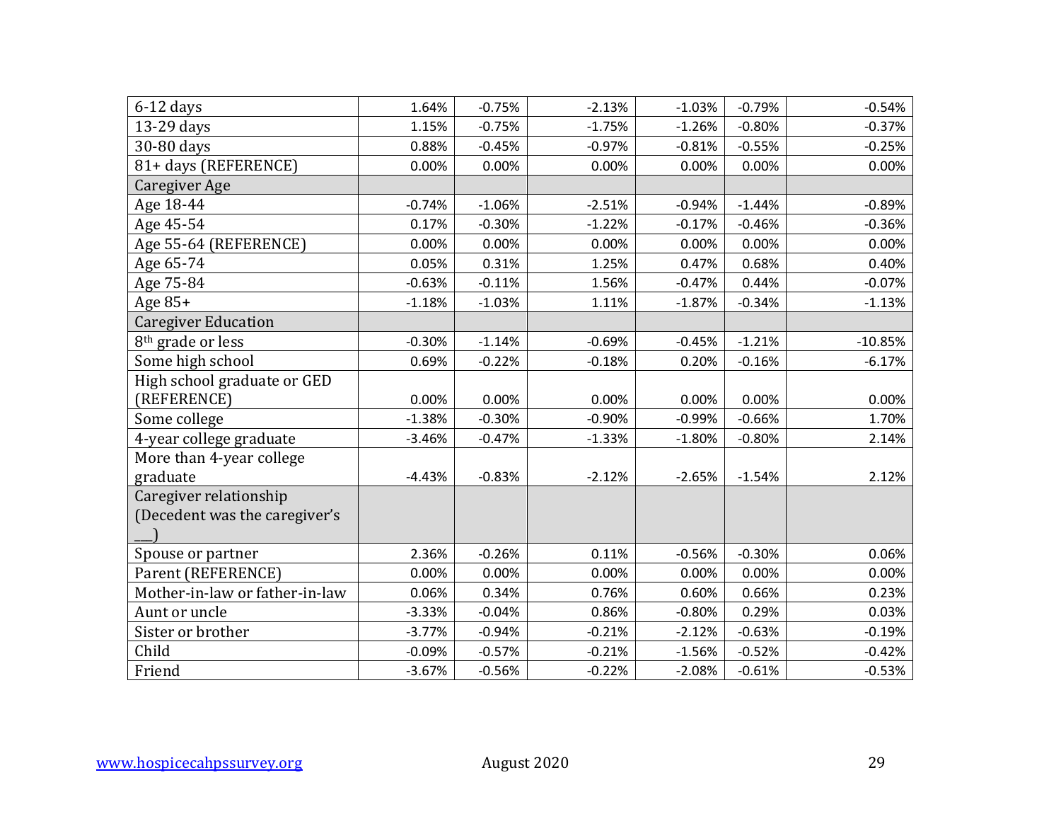| | | | | | | |
|---|---|---|---|---|---|---|
| 6-12 days | 1.64% | -0.75% | -2.13% | -1.03% | -0.79% | -0.54% |
| 13-29 days | 1.15% | -0.75% | -1.75% | -1.26% | -0.80% | -0.37% |
| 30-80 days | 0.88% | -0.45% | -0.97% | -0.81% | -0.55% | -0.25% |
| 81+ days (REFERENCE) | 0.00% | 0.00% | 0.00% | 0.00% | 0.00% | 0.00% |
| Caregiver Age | | | | | | |
| Age 18-44 | -0.74% | -1.06% | -2.51% | -0.94% | -1.44% | -0.89% |
| Age 45-54 | 0.17% | -0.30% | -1.22% | -0.17% | -0.46% | -0.36% |
| Age 55-64 (REFERENCE) | 0.00% | 0.00% | 0.00% | 0.00% | 0.00% | 0.00% |
| Age 65-74 | 0.05% | 0.31% | 1.25% | 0.47% | 0.68% | 0.40% |
| Age 75-84 | -0.63% | -0.11% | 1.56% | -0.47% | 0.44% | -0.07% |
| Age 85+ | -1.18% | -1.03% | 1.11% | -1.87% | -0.34% | -1.13% |
| Caregiver Education | | | | | | |
| 8th grade or less | -0.30% | -1.14% | -0.69% | -0.45% | -1.21% | -10.85% |
| Some high school | 0.69% | -0.22% | -0.18% | 0.20% | -0.16% | -6.17% |
| High school graduate or GED (REFERENCE) | 0.00% | 0.00% | 0.00% | 0.00% | 0.00% | 0.00% |
| Some college | -1.38% | -0.30% | -0.90% | -0.99% | -0.66% | 1.70% |
| 4-year college graduate | -3.46% | -0.47% | -1.33% | -1.80% | -0.80% | 2.14% |
| More than 4-year college graduate | -4.43% | -0.83% | -2.12% | -2.65% | -1.54% | 2.12% |
| Caregiver relationship (Decedent was the caregiver's ___) | | | | | | |
| Spouse or partner | 2.36% | -0.26% | 0.11% | -0.56% | -0.30% | 0.06% |
| Parent (REFERENCE) | 0.00% | 0.00% | 0.00% | 0.00% | 0.00% | 0.00% |
| Mother-in-law or father-in-law | 0.06% | 0.34% | 0.76% | 0.60% | 0.66% | 0.23% |
| Aunt or uncle | -3.33% | -0.04% | 0.86% | -0.80% | 0.29% | 0.03% |
| Sister or brother | -3.77% | -0.94% | -0.21% | -2.12% | -0.63% | -0.19% |
| Child | -0.09% | -0.57% | -0.21% | -1.56% | -0.52% | -0.42% |
| Friend | -3.67% | -0.56% | -0.22% | -2.08% | -0.61% | -0.53% |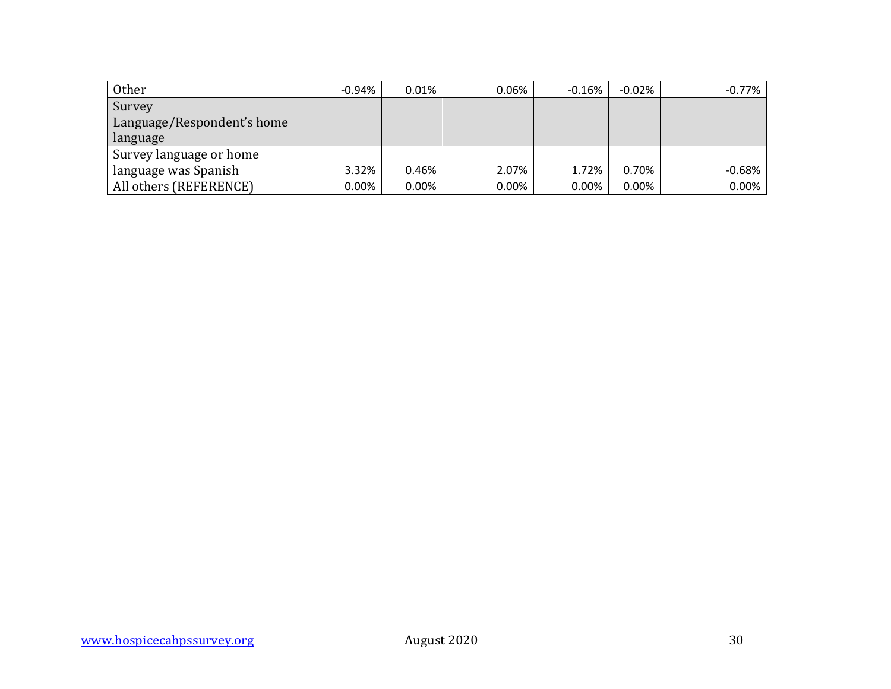| | | | | | | |
|---|---|---|---|---|---|---|
| Other | -0.94% | 0.01% | 0.06% | -0.16% | -0.02% | -0.77% |
| Survey Language/Respondent's home language | | | | | | |
| Survey language or home language was Spanish | 3.32% | 0.46% | 2.07% | 1.72% | 0.70% | -0.68% |
| All others (REFERENCE) | 0.00% | 0.00% | 0.00% | 0.00% | 0.00% | 0.00% |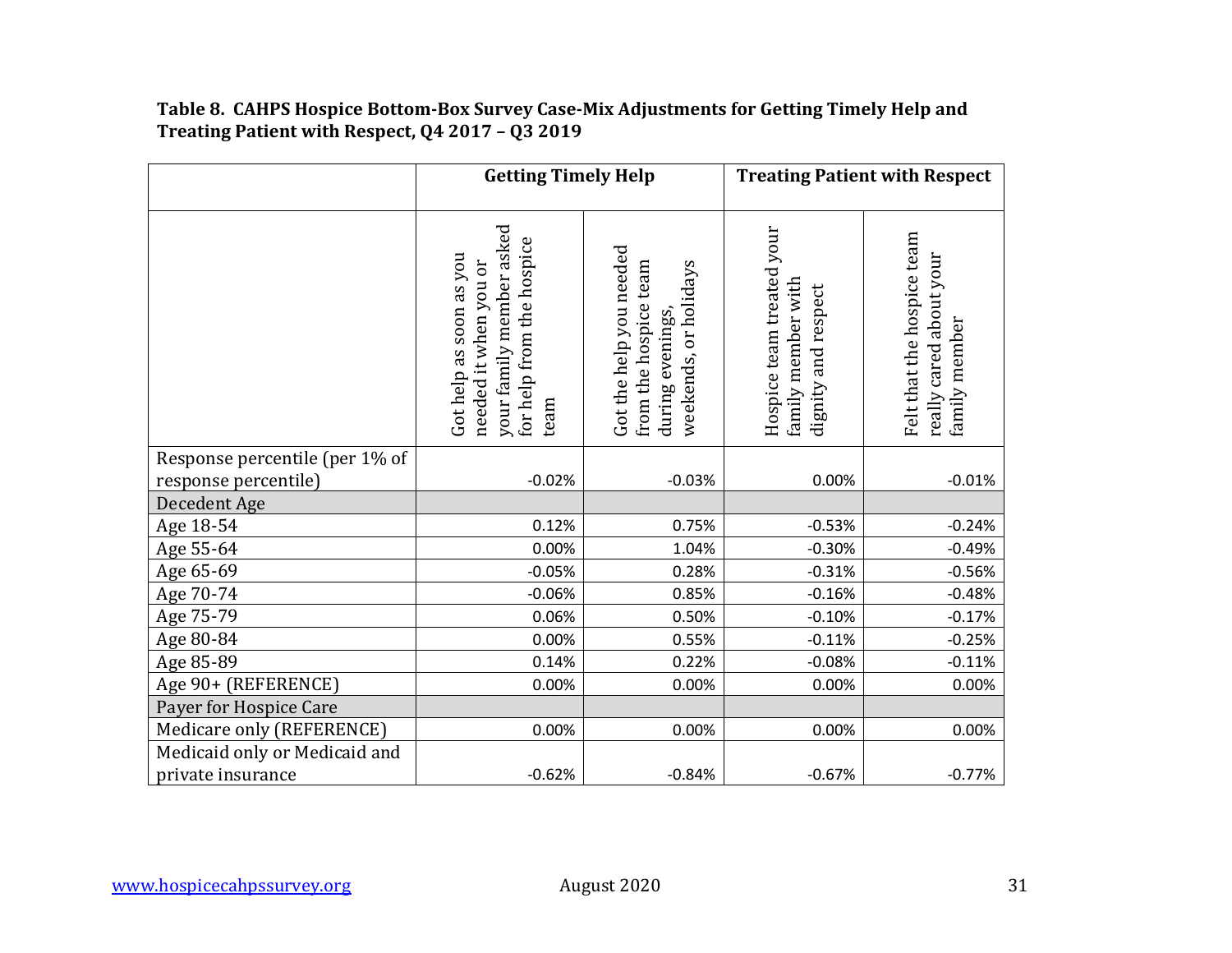**Table 8. CAHPS Hospice Bottom-Box Survey Case-Mix Adjustments for Getting Timely Help and Treating Patient with Respect, Q4 2017 – Q3 2019**

| | Getting Timely Help | | Treating Patient with Respect | |
|---|---|---|---|---|
| | Got help as soon as you needed it when you or your family member asked for help from the hospice team | Got the help you needed from the hospice team during evenings, weekends, or holidays | Hospice team treated your family member with dignity and respect | Felt that the hospice team really cared about your family member |
| Response percentile (per 1% of response percentile) | -0.02% | -0.03% | 0.00% | -0.01% |
| Decedent Age | | | | |
| Age 18-54 | 0.12% | 0.75% | -0.53% | -0.24% |
| Age 55-64 | 0.00% | 1.04% | -0.30% | -0.49% |
| Age 65-69 | -0.05% | 0.28% | -0.31% | -0.56% |
| Age 70-74 | -0.06% | 0.85% | -0.16% | -0.48% |
| Age 75-79 | 0.06% | 0.50% | -0.10% | -0.17% |
| Age 80-84 | 0.00% | 0.55% | -0.11% | -0.25% |
| Age 85-89 | 0.14% | 0.22% | -0.08% | -0.11% |
| Age 90+ (REFERENCE) | 0.00% | 0.00% | 0.00% | 0.00% |
| Payer for Hospice Care | | | | |
| Medicare only (REFERENCE) | 0.00% | 0.00% | 0.00% | 0.00% |
| Medicaid only or Medicaid and private insurance | -0.62% | -0.84% | -0.67% | -0.77% |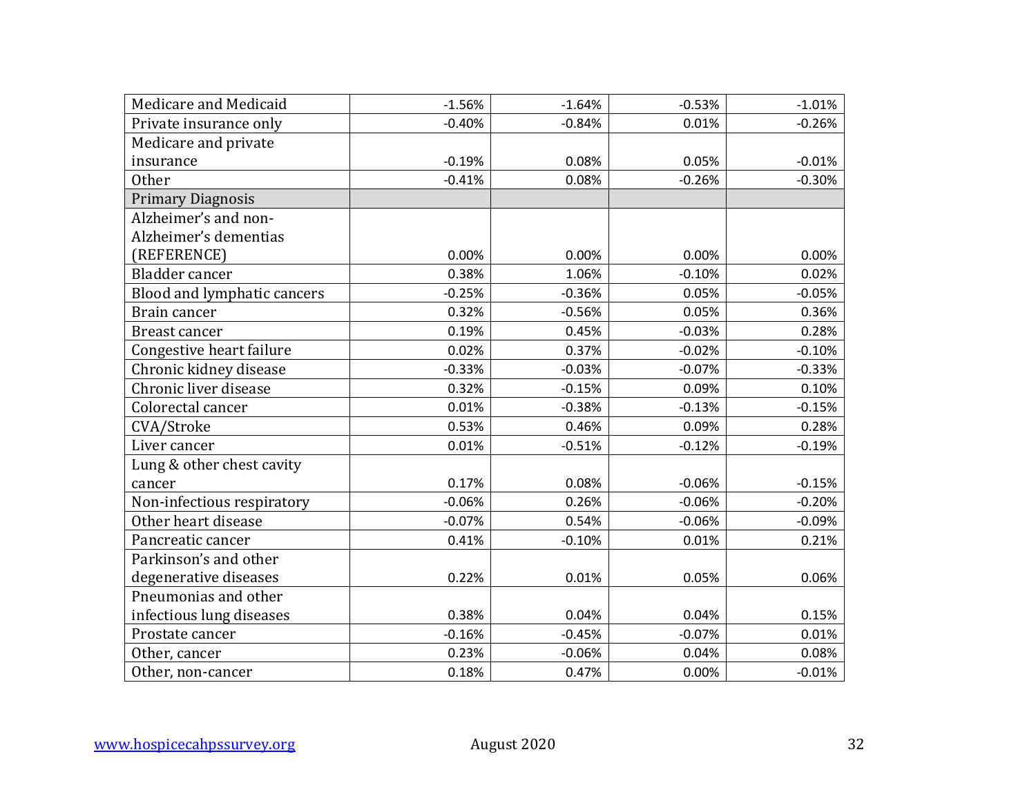| | | | | |
|---|---|---|---|---|
| Medicare and Medicaid | -1.56% | -1.64% | -0.53% | -1.01% |
| Private insurance only | -0.40% | -0.84% | 0.01% | -0.26% |
| Medicare and private insurance | -0.19% | 0.08% | 0.05% | -0.01% |
| Other | -0.41% | 0.08% | -0.26% | -0.30% |
| Primary Diagnosis | | | | |
| Alzheimer's and non-Alzheimer's dementias (REFERENCE) | 0.00% | 0.00% | 0.00% | 0.00% |
| Bladder cancer | 0.38% | 1.06% | -0.10% | 0.02% |
| Blood and lymphatic cancers | -0.25% | -0.36% | 0.05% | -0.05% |
| Brain cancer | 0.32% | -0.56% | 0.05% | 0.36% |
| Breast cancer | 0.19% | 0.45% | -0.03% | 0.28% |
| Congestive heart failure | 0.02% | 0.37% | -0.02% | -0.10% |
| Chronic kidney disease | -0.33% | -0.03% | -0.07% | -0.33% |
| Chronic liver disease | 0.32% | -0.15% | 0.09% | 0.10% |
| Colorectal cancer | 0.01% | -0.38% | -0.13% | -0.15% |
| CVA/Stroke | 0.53% | 0.46% | 0.09% | 0.28% |
| Liver cancer | 0.01% | -0.51% | -0.12% | -0.19% |
| Lung & other chest cavity cancer | 0.17% | 0.08% | -0.06% | -0.15% |
| Non-infectious respiratory | -0.06% | 0.26% | -0.06% | -0.20% |
| Other heart disease | -0.07% | 0.54% | -0.06% | -0.09% |
| Pancreatic cancer | 0.41% | -0.10% | 0.01% | 0.21% |
| Parkinson's and other degenerative diseases | 0.22% | 0.01% | 0.05% | 0.06% |
| Pneumonias and other infectious lung diseases | 0.38% | 0.04% | 0.04% | 0.15% |
| Prostate cancer | -0.16% | -0.45% | -0.07% | 0.01% |
| Other, cancer | 0.23% | -0.06% | 0.04% | 0.08% |
| Other, non-cancer | 0.18% | 0.47% | 0.00% | -0.01% |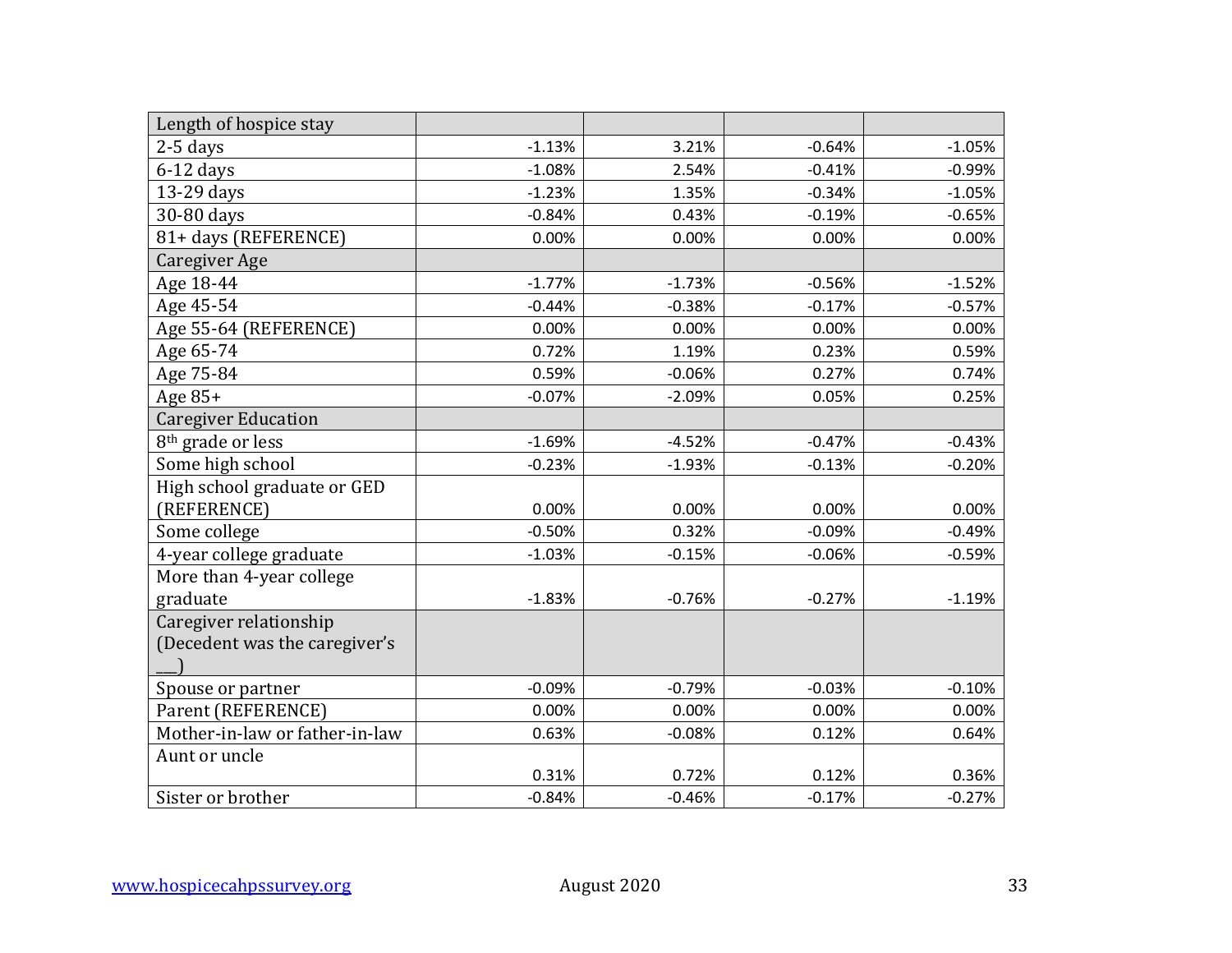| Length of hospice stay | | | | |
|---|---|---|---|---|
| 2-5 days | -1.13% | 3.21% | -0.64% | -1.05% |
| 6-12 days | -1.08% | 2.54% | -0.41% | -0.99% |
| 13-29 days | -1.23% | 1.35% | -0.34% | -1.05% |
| 30-80 days | -0.84% | 0.43% | -0.19% | -0.65% |
| 81+ days (REFERENCE) | 0.00% | 0.00% | 0.00% | 0.00% |
| Caregiver Age | | | | |
| Age 18-44 | -1.77% | -1.73% | -0.56% | -1.52% |
| Age 45-54 | -0.44% | -0.38% | -0.17% | -0.57% |
| Age 55-64 (REFERENCE) | 0.00% | 0.00% | 0.00% | 0.00% |
| Age 65-74 | 0.72% | 1.19% | 0.23% | 0.59% |
| Age 75-84 | 0.59% | -0.06% | 0.27% | 0.74% |
| Age 85+ | -0.07% | -2.09% | 0.05% | 0.25% |
| Caregiver Education | | | | |
| 8th grade or less | -1.69% | -4.52% | -0.47% | -0.43% |
| Some high school | -0.23% | -1.93% | -0.13% | -0.20% |
| High school graduate or GED (REFERENCE) | 0.00% | 0.00% | 0.00% | 0.00% |
| Some college | -0.50% | 0.32% | -0.09% | -0.49% |
| 4-year college graduate | -1.03% | -0.15% | -0.06% | -0.59% |
| More than 4-year college graduate | -1.83% | -0.76% | -0.27% | -1.19% |
| Caregiver relationship (Decedent was the caregiver's ___) | | | | |
| Spouse or partner | -0.09% | -0.79% | -0.03% | -0.10% |
| Parent (REFERENCE) | 0.00% | 0.00% | 0.00% | 0.00% |
| Mother-in-law or father-in-law | 0.63% | -0.08% | 0.12% | 0.64% |
| Aunt or uncle | 0.31% | 0.72% | 0.12% | 0.36% |
| Sister or brother | -0.84% | -0.46% | -0.17% | -0.27% |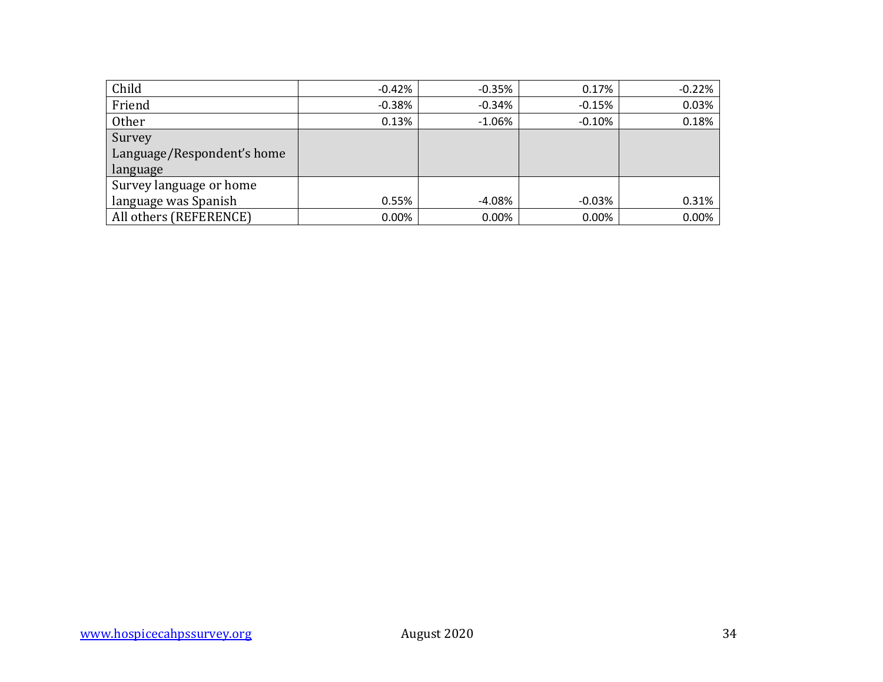| Child | -0.42% | -0.35% | 0.17% | -0.22% |
|---|---|---|---|---|
| Friend | -0.38% | -0.34% | -0.15% | 0.03% |
| Other | 0.13% | -1.06% | -0.10% | 0.18% |
| Survey Language/Respondent's home language | | | | |
| Survey language or home language was Spanish | 0.55% | -4.08% | -0.03% | 0.31% |
| All others (REFERENCE) | 0.00% | 0.00% | 0.00% | 0.00% |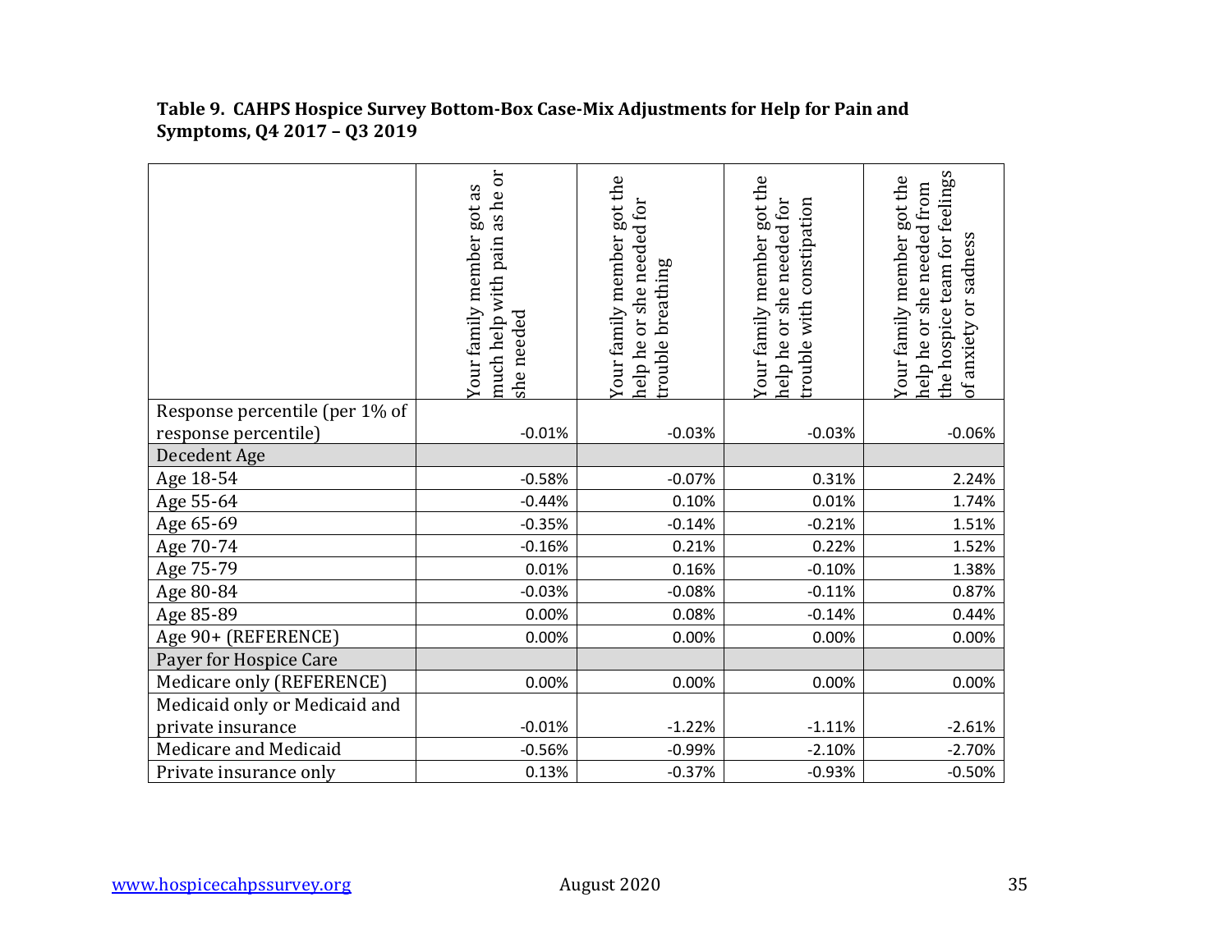**Table 9. CAHPS Hospice Survey Bottom-Box Case-Mix Adjustments for Help for Pain and Symptoms, Q4 2017 – Q3 2019**

| | Your family member got as much help with pain as he or she needed | Your family member got the help he or she needed for trouble breathing | Your family member got the help he or she needed for trouble with constipation | Your family member got the help he or she needed from the hospice team for feelings of anxiety or sadness |
|---|---|---|---|---|
| Response percentile (per 1% of response percentile) | -0.01% | -0.03% | -0.03% | -0.06% |
| Decedent Age | | | | |
| Age 18-54 | -0.58% | -0.07% | 0.31% | 2.24% |
| Age 55-64 | -0.44% | 0.10% | 0.01% | 1.74% |
| Age 65-69 | -0.35% | -0.14% | -0.21% | 1.51% |
| Age 70-74 | -0.16% | 0.21% | 0.22% | 1.52% |
| Age 75-79 | 0.01% | 0.16% | -0.10% | 1.38% |
| Age 80-84 | -0.03% | -0.08% | -0.11% | 0.87% |
| Age 85-89 | 0.00% | 0.08% | -0.14% | 0.44% |
| Age 90+ (REFERENCE) | 0.00% | 0.00% | 0.00% | 0.00% |
| Payer for Hospice Care | | | | |
| Medicare only (REFERENCE) | 0.00% | 0.00% | 0.00% | 0.00% |
| Medicaid only or Medicaid and private insurance | -0.01% | -1.22% | -1.11% | -2.61% |
| Medicare and Medicaid | -0.56% | -0.99% | -2.10% | -2.70% |
| Private insurance only | 0.13% | -0.37% | -0.93% | -0.50% |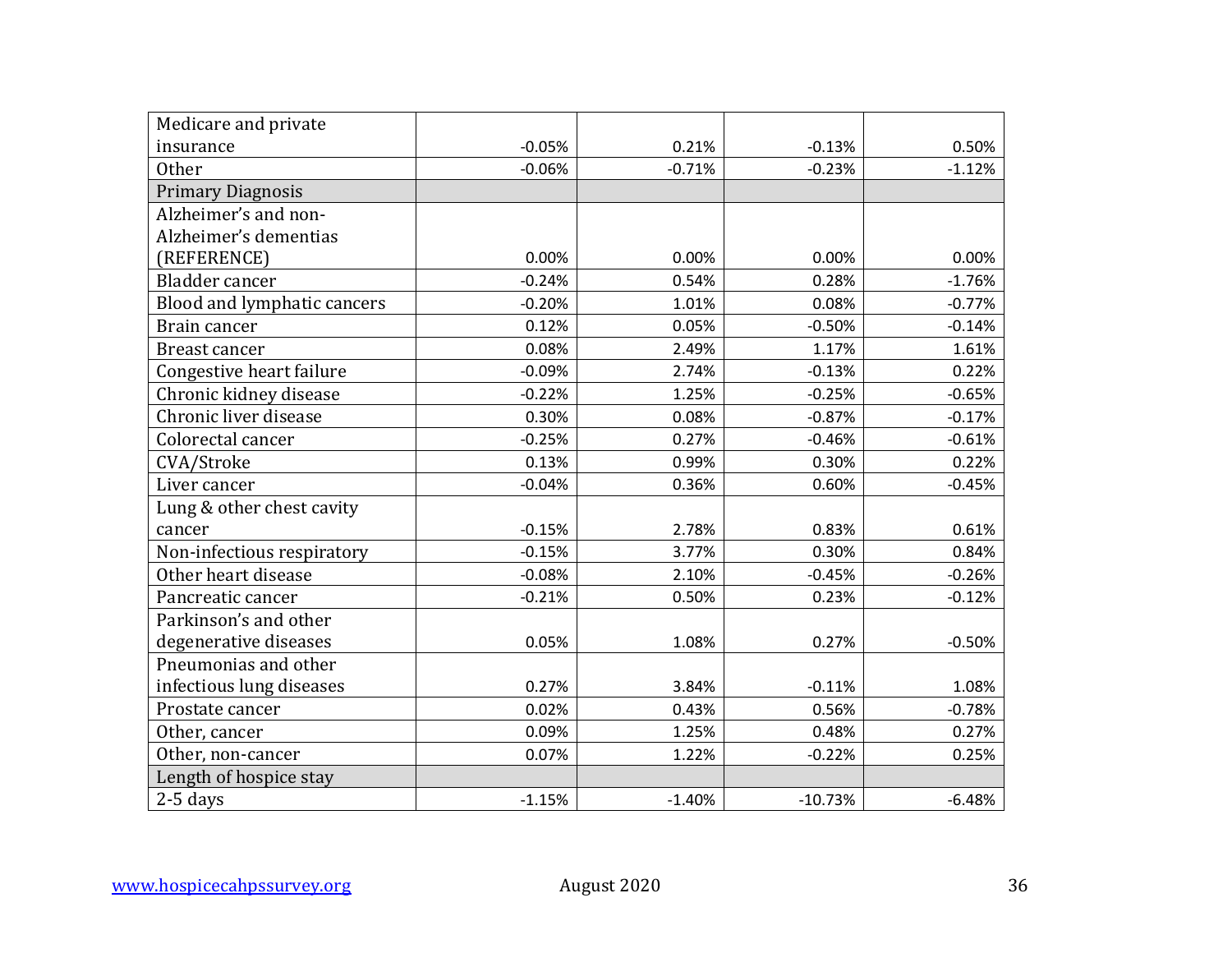| Medicare and private insurance | -0.05% | 0.21% | -0.13% | 0.50% |
|---|---|---|---|---|
| Other | -0.06% | -0.71% | -0.23% | -1.12% |
| Primary Diagnosis | | | | |
| Alzheimer's and non-Alzheimer's dementias (REFERENCE) | 0.00% | 0.00% | 0.00% | 0.00% |
| Bladder cancer | -0.24% | 0.54% | 0.28% | -1.76% |
| Blood and lymphatic cancers | -0.20% | 1.01% | 0.08% | -0.77% |
| Brain cancer | 0.12% | 0.05% | -0.50% | -0.14% |
| Breast cancer | 0.08% | 2.49% | 1.17% | 1.61% |
| Congestive heart failure | -0.09% | 2.74% | -0.13% | 0.22% |
| Chronic kidney disease | -0.22% | 1.25% | -0.25% | -0.65% |
| Chronic liver disease | 0.30% | 0.08% | -0.87% | -0.17% |
| Colorectal cancer | -0.25% | 0.27% | -0.46% | -0.61% |
| CVA/Stroke | 0.13% | 0.99% | 0.30% | 0.22% |
| Liver cancer | -0.04% | 0.36% | 0.60% | -0.45% |
| Lung & other chest cavity cancer | -0.15% | 2.78% | 0.83% | 0.61% |
| Non-infectious respiratory | -0.15% | 3.77% | 0.30% | 0.84% |
| Other heart disease | -0.08% | 2.10% | -0.45% | -0.26% |
| Pancreatic cancer | -0.21% | 0.50% | 0.23% | -0.12% |
| Parkinson's and other degenerative diseases | 0.05% | 1.08% | 0.27% | -0.50% |
| Pneumonias and other infectious lung diseases | 0.27% | 3.84% | -0.11% | 1.08% |
| Prostate cancer | 0.02% | 0.43% | 0.56% | -0.78% |
| Other, cancer | 0.09% | 1.25% | 0.48% | 0.27% |
| Other, non-cancer | 0.07% | 1.22% | -0.22% | 0.25% |
| Length of hospice stay | | | | |
| 2-5 days | -1.15% | -1.40% | -10.73% | -6.48% |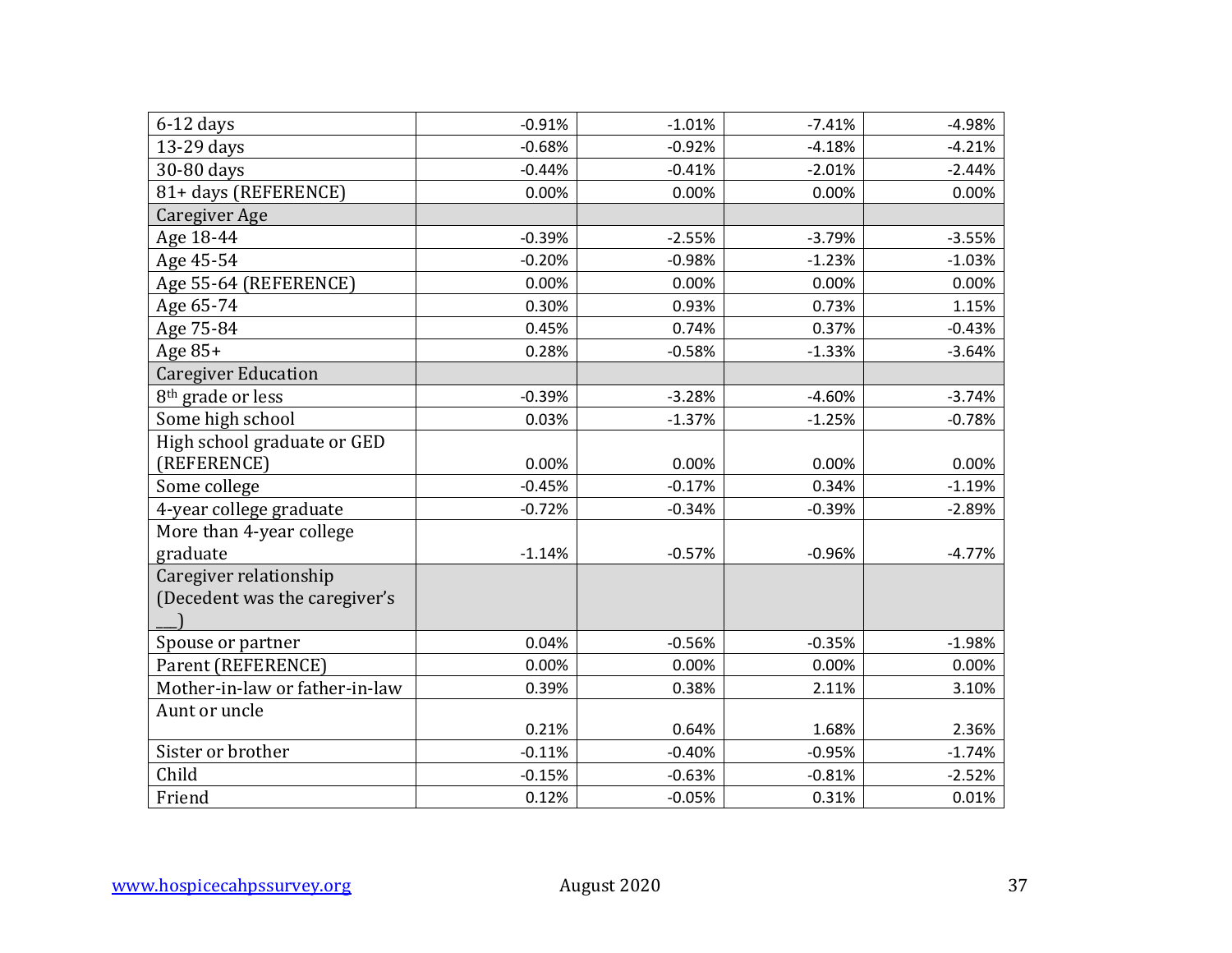| | | | | |
|---|---|---|---|---|
| 6-12 days | -0.91% | -1.01% | -7.41% | -4.98% |
| 13-29 days | -0.68% | -0.92% | -4.18% | -4.21% |
| 30-80 days | -0.44% | -0.41% | -2.01% | -2.44% |
| 81+ days (REFERENCE) | 0.00% | 0.00% | 0.00% | 0.00% |
| Caregiver Age | | | | |
| Age 18-44 | -0.39% | -2.55% | -3.79% | -3.55% |
| Age 45-54 | -0.20% | -0.98% | -1.23% | -1.03% |
| Age 55-64 (REFERENCE) | 0.00% | 0.00% | 0.00% | 0.00% |
| Age 65-74 | 0.30% | 0.93% | 0.73% | 1.15% |
| Age 75-84 | 0.45% | 0.74% | 0.37% | -0.43% |
| Age 85+ | 0.28% | -0.58% | -1.33% | -3.64% |
| Caregiver Education | | | | |
| 8th grade or less | -0.39% | -3.28% | -4.60% | -3.74% |
| Some high school | 0.03% | -1.37% | -1.25% | -0.78% |
| High school graduate or GED (REFERENCE) | 0.00% | 0.00% | 0.00% | 0.00% |
| Some college | -0.45% | -0.17% | 0.34% | -1.19% |
| 4-year college graduate | -0.72% | -0.34% | -0.39% | -2.89% |
| More than 4-year college graduate | -1.14% | -0.57% | -0.96% | -4.77% |
| Caregiver relationship (Decedent was the caregiver's ___) | | | | |
| Spouse or partner | 0.04% | -0.56% | -0.35% | -1.98% |
| Parent (REFERENCE) | 0.00% | 0.00% | 0.00% | 0.00% |
| Mother-in-law or father-in-law | 0.39% | 0.38% | 2.11% | 3.10% |
| Aunt or uncle | 0.21% | 0.64% | 1.68% | 2.36% |
| Sister or brother | -0.11% | -0.40% | -0.95% | -1.74% |
| Child | -0.15% | -0.63% | -0.81% | -2.52% |
| Friend | 0.12% | -0.05% | 0.31% | 0.01% |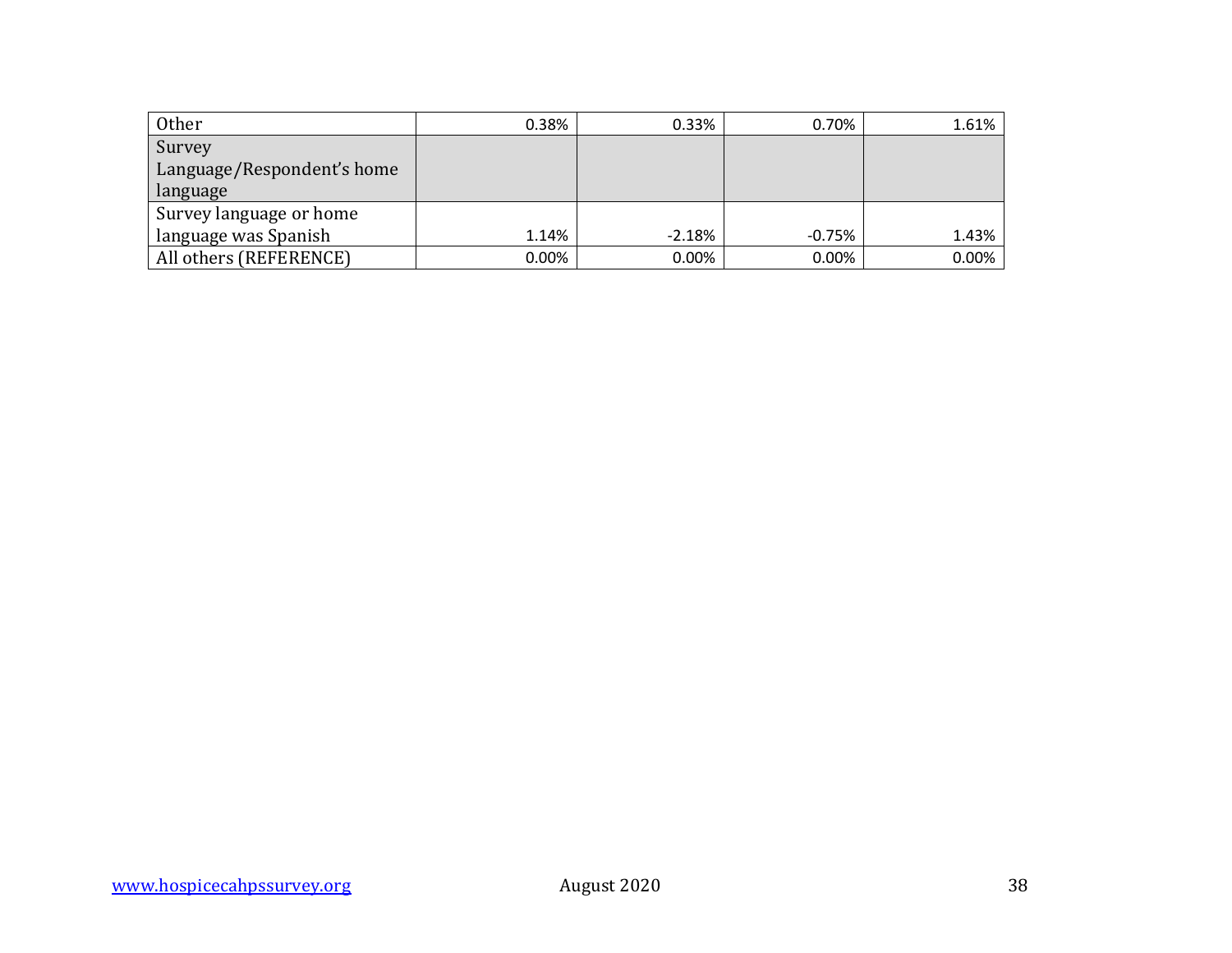| | | | | |
|---|---|---|---|---|
| Other | 0.38% | 0.33% | 0.70% | 1.61% |
| Survey Language/Respondent's home language | | | | |
| Survey language or home language was Spanish | 1.14% | -2.18% | -0.75% | 1.43% |
| All others (REFERENCE) | 0.00% | 0.00% | 0.00% | 0.00% |

www.hospicecahpssurvey.org August 2020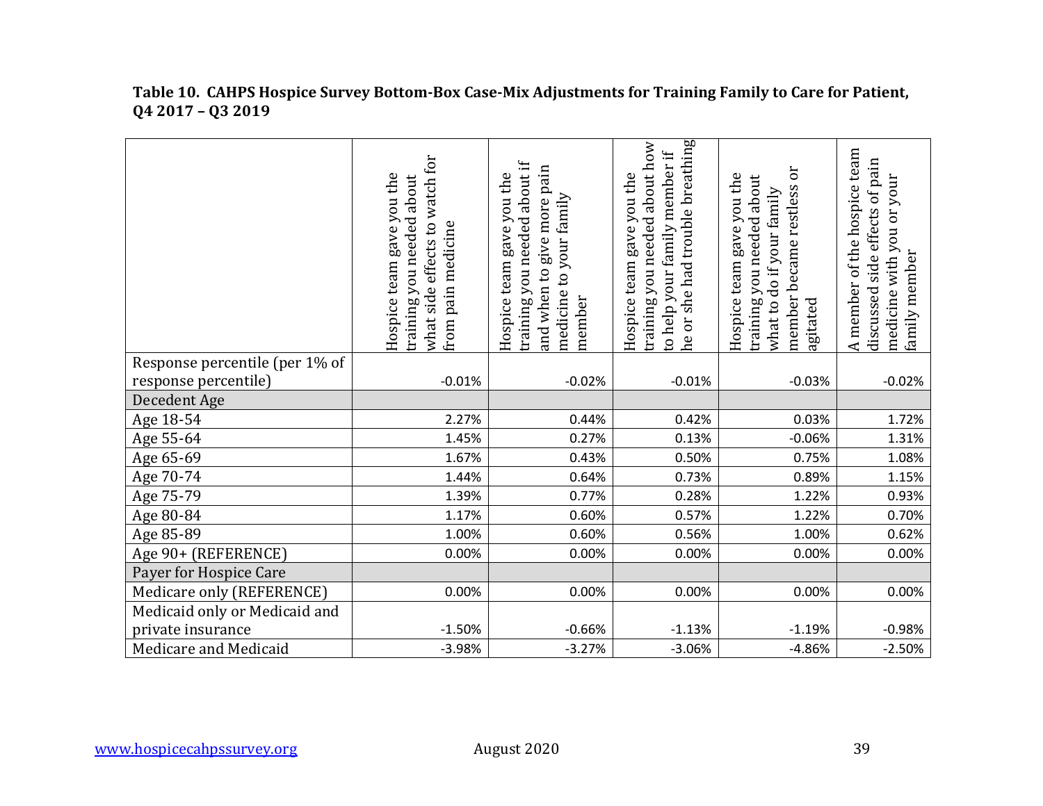**Table 10. CAHPS Hospice Survey Bottom-Box Case-Mix Adjustments for Training Family to Care for Patient, Q4 2017 – Q3 2019**

| | Hospice team gave you the training you needed about what side effects to watch for from pain medicine | Hospice team gave you the training you needed about if and when to give more pain medicine to your family member | Hospice team gave you the training you needed about how to help your family member if he or she had trouble breathing | Hospice team gave you the training you needed about what to do if your family member became restless or agitated | A member of the hospice team discussed side effects of pain medicine with you or your family member |
|---|---|---|---|---|---|
| Response percentile (per 1% of response percentile) | -0.01% | -0.02% | -0.01% | -0.03% | -0.02% |
| Decedent Age | | | | | |
| Age 18-54 | 2.27% | 0.44% | 0.42% | 0.03% | 1.72% |
| Age 55-64 | 1.45% | 0.27% | 0.13% | -0.06% | 1.31% |
| Age 65-69 | 1.67% | 0.43% | 0.50% | 0.75% | 1.08% |
| Age 70-74 | 1.44% | 0.64% | 0.73% | 0.89% | 1.15% |
| Age 75-79 | 1.39% | 0.77% | 0.28% | 1.22% | 0.93% |
| Age 80-84 | 1.17% | 0.60% | 0.57% | 1.22% | 0.70% |
| Age 85-89 | 1.00% | 0.60% | 0.56% | 1.00% | 0.62% |
| Age 90+ (REFERENCE) | 0.00% | 0.00% | 0.00% | 0.00% | 0.00% |
| Payer for Hospice Care | | | | | |
| Medicare only (REFERENCE) | 0.00% | 0.00% | 0.00% | 0.00% | 0.00% |
| Medicaid only or Medicaid and private insurance | -1.50% | -0.66% | -1.13% | -1.19% | -0.98% |
| Medicare and Medicaid | -3.98% | -3.27% | -3.06% | -4.86% | -2.50% |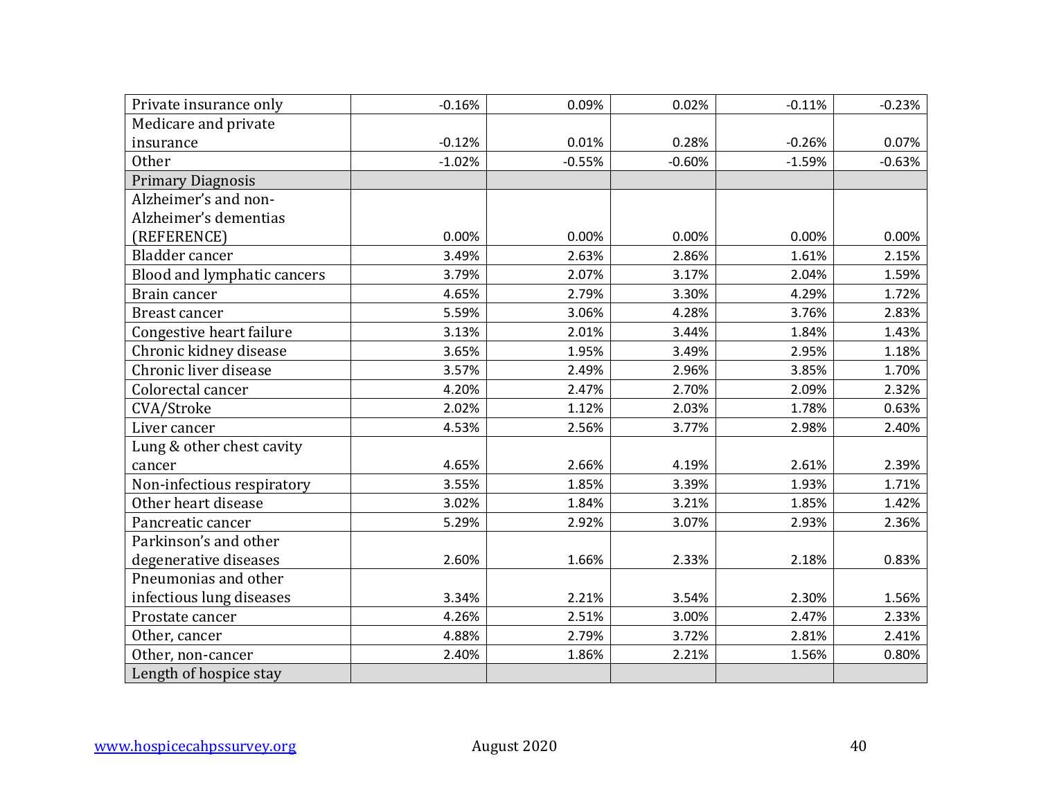| | | | | | |
|---|---|---|---|---|---|
| Private insurance only | -0.16% | 0.09% | 0.02% | -0.11% | -0.23% |
| Medicare and private insurance | -0.12% | 0.01% | 0.28% | -0.26% | 0.07% |
| Other | -1.02% | -0.55% | -0.60% | -1.59% | -0.63% |
| Primary Diagnosis | | | | | |
| Alzheimer's and non-Alzheimer's dementias (REFERENCE) | 0.00% | 0.00% | 0.00% | 0.00% | 0.00% |
| Bladder cancer | 3.49% | 2.63% | 2.86% | 1.61% | 2.15% |
| Blood and lymphatic cancers | 3.79% | 2.07% | 3.17% | 2.04% | 1.59% |
| Brain cancer | 4.65% | 2.79% | 3.30% | 4.29% | 1.72% |
| Breast cancer | 5.59% | 3.06% | 4.28% | 3.76% | 2.83% |
| Congestive heart failure | 3.13% | 2.01% | 3.44% | 1.84% | 1.43% |
| Chronic kidney disease | 3.65% | 1.95% | 3.49% | 2.95% | 1.18% |
| Chronic liver disease | 3.57% | 2.49% | 2.96% | 3.85% | 1.70% |
| Colorectal cancer | 4.20% | 2.47% | 2.70% | 2.09% | 2.32% |
| CVA/Stroke | 2.02% | 1.12% | 2.03% | 1.78% | 0.63% |
| Liver cancer | 4.53% | 2.56% | 3.77% | 2.98% | 2.40% |
| Lung & other chest cavity cancer | 4.65% | 2.66% | 4.19% | 2.61% | 2.39% |
| Non-infectious respiratory | 3.55% | 1.85% | 3.39% | 1.93% | 1.71% |
| Other heart disease | 3.02% | 1.84% | 3.21% | 1.85% | 1.42% |
| Pancreatic cancer | 5.29% | 2.92% | 3.07% | 2.93% | 2.36% |
| Parkinson's and other degenerative diseases | 2.60% | 1.66% | 2.33% | 2.18% | 0.83% |
| Pneumonias and other infectious lung diseases | 3.34% | 2.21% | 3.54% | 2.30% | 1.56% |
| Prostate cancer | 4.26% | 2.51% | 3.00% | 2.47% | 2.33% |
| Other, cancer | 4.88% | 2.79% | 3.72% | 2.81% | 2.41% |
| Other, non-cancer | 2.40% | 1.86% | 2.21% | 1.56% | 0.80% |
| Length of hospice stay | | | | | |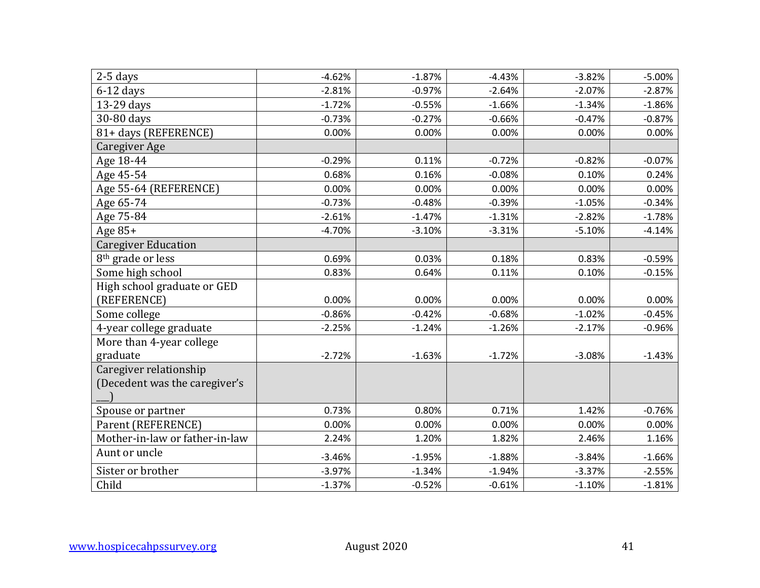| 2-5 days | -4.62% | -1.87% | -4.43% | -3.82% | -5.00% |
|---|---|---|---|---|---|
| 6-12 days | -2.81% | -0.97% | -2.64% | -2.07% | -2.87% |
| 13-29 days | -1.72% | -0.55% | -1.66% | -1.34% | -1.86% |
| 30-80 days | -0.73% | -0.27% | -0.66% | -0.47% | -0.87% |
| 81+ days (REFERENCE) | 0.00% | 0.00% | 0.00% | 0.00% | 0.00% |
| Caregiver Age | | | | | |
| Age 18-44 | -0.29% | 0.11% | -0.72% | -0.82% | -0.07% |
| Age 45-54 | 0.68% | 0.16% | -0.08% | 0.10% | 0.24% |
| Age 55-64 (REFERENCE) | 0.00% | 0.00% | 0.00% | 0.00% | 0.00% |
| Age 65-74 | -0.73% | -0.48% | -0.39% | -1.05% | -0.34% |
| Age 75-84 | -2.61% | -1.47% | -1.31% | -2.82% | -1.78% |
| Age 85+ | -4.70% | -3.10% | -3.31% | -5.10% | -4.14% |
| Caregiver Education | | | | | |
| 8th grade or less | 0.69% | 0.03% | 0.18% | 0.83% | -0.59% |
| Some high school | 0.83% | 0.64% | 0.11% | 0.10% | -0.15% |
| High school graduate or GED (REFERENCE) | 0.00% | 0.00% | 0.00% | 0.00% | 0.00% |
| Some college | -0.86% | -0.42% | -0.68% | -1.02% | -0.45% |
| 4-year college graduate | -2.25% | -1.24% | -1.26% | -2.17% | -0.96% |
| More than 4-year college graduate | -2.72% | -1.63% | -1.72% | -3.08% | -1.43% |
| Caregiver relationship (Decedent was the caregiver's ___) | | | | | |
| Spouse or partner | 0.73% | 0.80% | 0.71% | 1.42% | -0.76% |
| Parent (REFERENCE) | 0.00% | 0.00% | 0.00% | 0.00% | 0.00% |
| Mother-in-law or father-in-law | 2.24% | 1.20% | 1.82% | 2.46% | 1.16% |
| Aunt or uncle | -3.46% | -1.95% | -1.88% | -3.84% | -1.66% |
| Sister or brother | -3.97% | -1.34% | -1.94% | -3.37% | -2.55% |
| Child | -1.37% | -0.52% | -0.61% | -1.10% | -1.81% |

www.hospicecahpssurvey.org August 2020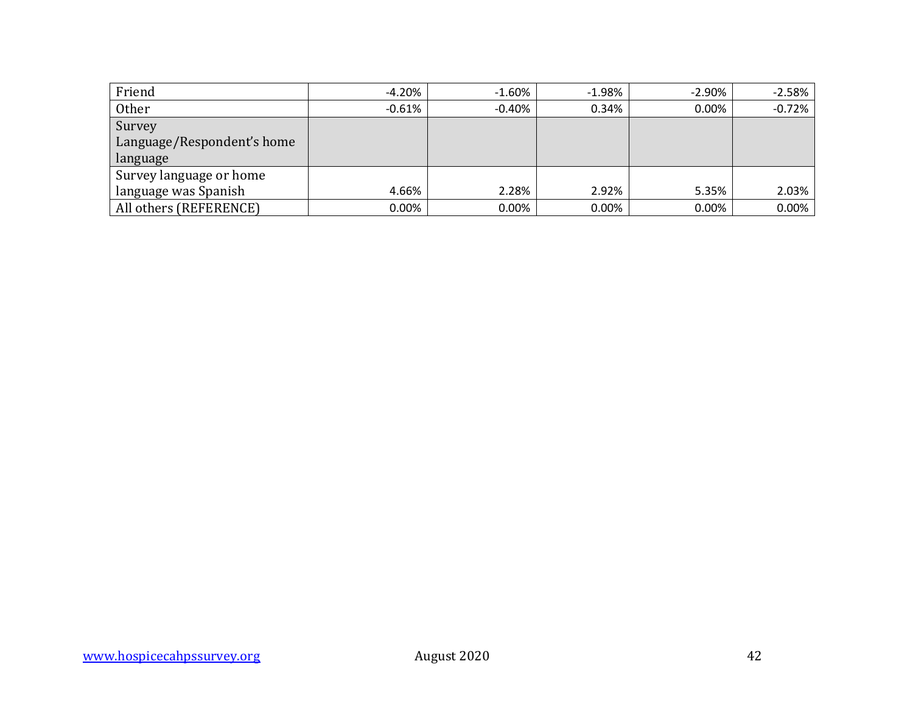| | | | | | |
|---|---|---|---|---|---|
| Friend | -4.20% | -1.60% | -1.98% | -2.90% | -2.58% |
| Other | -0.61% | -0.40% | 0.34% | 0.00% | -0.72% |
| Survey Language/Respondent's home language | | | | | |
| Survey language or home language was Spanish | 4.66% | 2.28% | 2.92% | 5.35% | 2.03% |
| All others (REFERENCE) | 0.00% | 0.00% | 0.00% | 0.00% | 0.00% |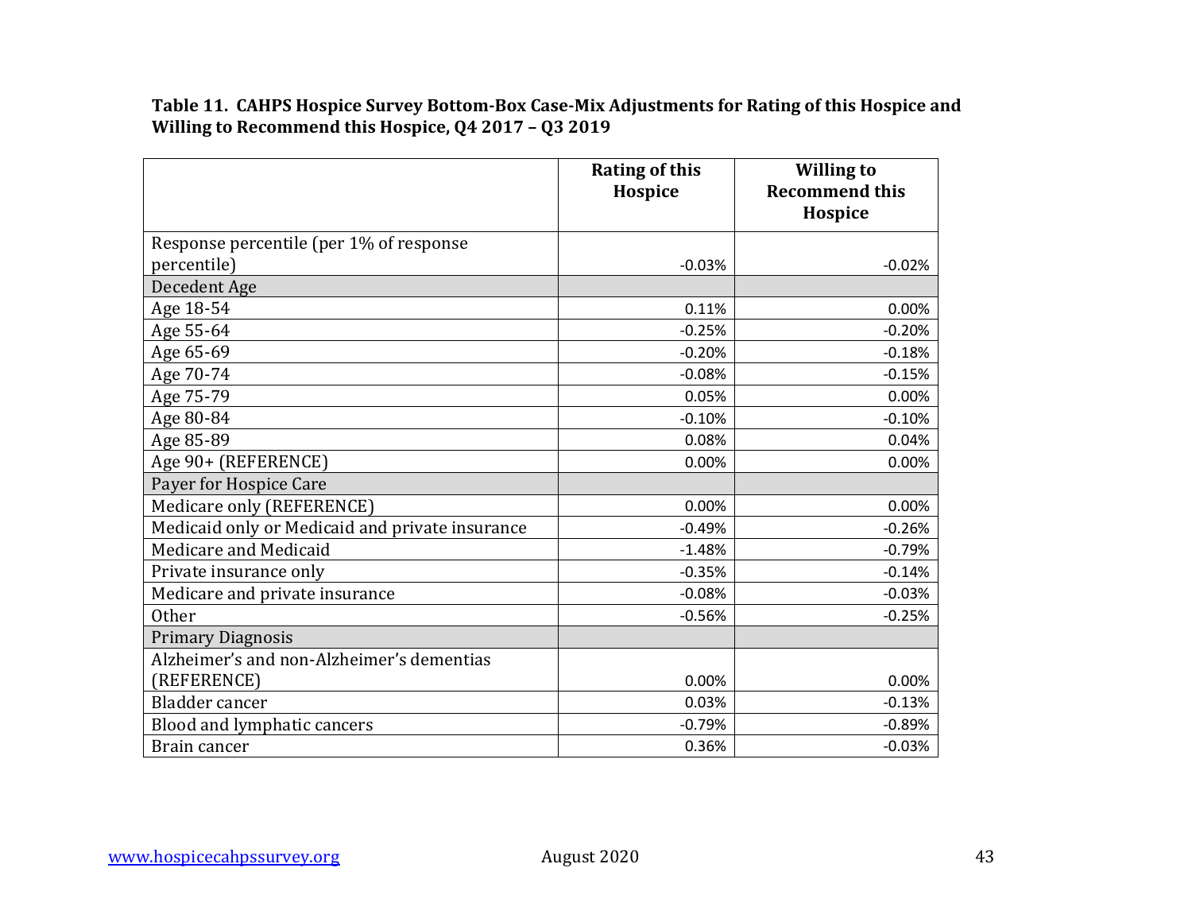**Table 11. CAHPS Hospice Survey Bottom-Box Case-Mix Adjustments for Rating of this Hospice and Willing to Recommend this Hospice, Q4 2017 – Q3 2019**

| | Rating of this Hospice | Willing to Recommend this Hospice |
|---|---|---|
| Response percentile (per 1% of response percentile) | -0.03% | -0.02% |
| Decedent Age | | |
| Age 18-54 | 0.11% | 0.00% |
| Age 55-64 | -0.25% | -0.20% |
| Age 65-69 | -0.20% | -0.18% |
| Age 70-74 | -0.08% | -0.15% |
| Age 75-79 | 0.05% | 0.00% |
| Age 80-84 | -0.10% | -0.10% |
| Age 85-89 | 0.08% | 0.04% |
| Age 90+ (REFERENCE) | 0.00% | 0.00% |
| Payer for Hospice Care | | |
| Medicare only (REFERENCE) | 0.00% | 0.00% |
| Medicaid only or Medicaid and private insurance | -0.49% | -0.26% |
| Medicare and Medicaid | -1.48% | -0.79% |
| Private insurance only | -0.35% | -0.14% |
| Medicare and private insurance | -0.08% | -0.03% |
| Other | -0.56% | -0.25% |
| Primary Diagnosis | | |
| Alzheimer's and non-Alzheimer's dementias (REFERENCE) | 0.00% | 0.00% |
| Bladder cancer | 0.03% | -0.13% |
| Blood and lymphatic cancers | -0.79% | -0.89% |
| Brain cancer | 0.36% | -0.03% |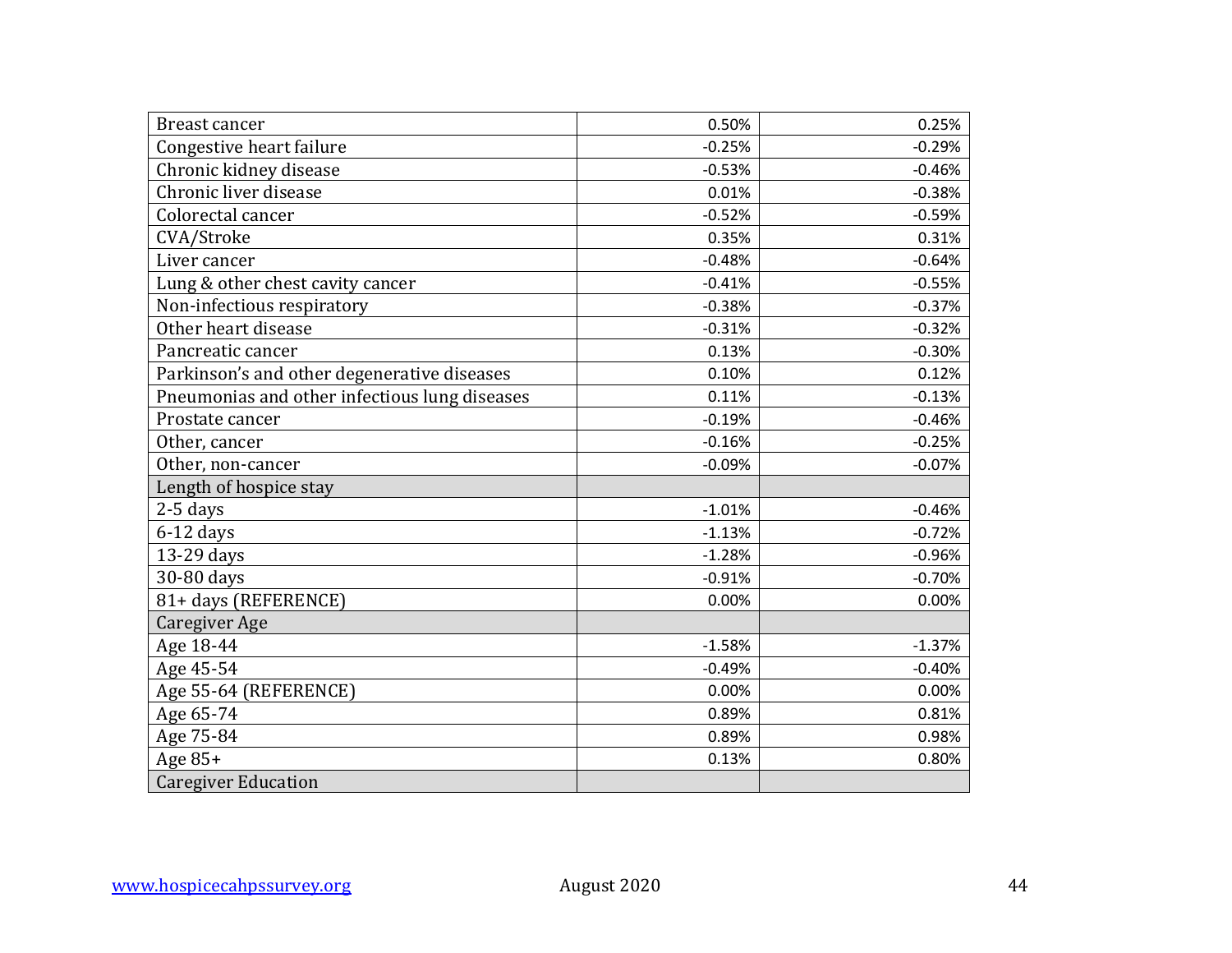| Breast cancer | 0.50% | 0.25% |
|---|---|---|
| Congestive heart failure | -0.25% | -0.29% |
| Chronic kidney disease | -0.53% | -0.46% |
| Chronic liver disease | 0.01% | -0.38% |
| Colorectal cancer | -0.52% | -0.59% |
| CVA/Stroke | 0.35% | 0.31% |
| Liver cancer | -0.48% | -0.64% |
| Lung & other chest cavity cancer | -0.41% | -0.55% |
| Non-infectious respiratory | -0.38% | -0.37% |
| Other heart disease | -0.31% | -0.32% |
| Pancreatic cancer | 0.13% | -0.30% |
| Parkinson's and other degenerative diseases | 0.10% | 0.12% |
| Pneumonias and other infectious lung diseases | 0.11% | -0.13% |
| Prostate cancer | -0.19% | -0.46% |
| Other, cancer | -0.16% | -0.25% |
| Other, non-cancer | -0.09% | -0.07% |
| Length of hospice stay | | |
| 2-5 days | -1.01% | -0.46% |
| 6-12 days | -1.13% | -0.72% |
| 13-29 days | -1.28% | -0.96% |
| 30-80 days | -0.91% | -0.70% |
| 81+ days (REFERENCE) | 0.00% | 0.00% |
| Caregiver Age | | |
| Age 18-44 | -1.58% | -1.37% |
| Age 45-54 | -0.49% | -0.40% |
| Age 55-64 (REFERENCE) | 0.00% | 0.00% |
| Age 65-74 | 0.89% | 0.81% |
| Age 75-84 | 0.89% | 0.98% |
| Age 85+ | 0.13% | 0.80% |
| Caregiver Education | | |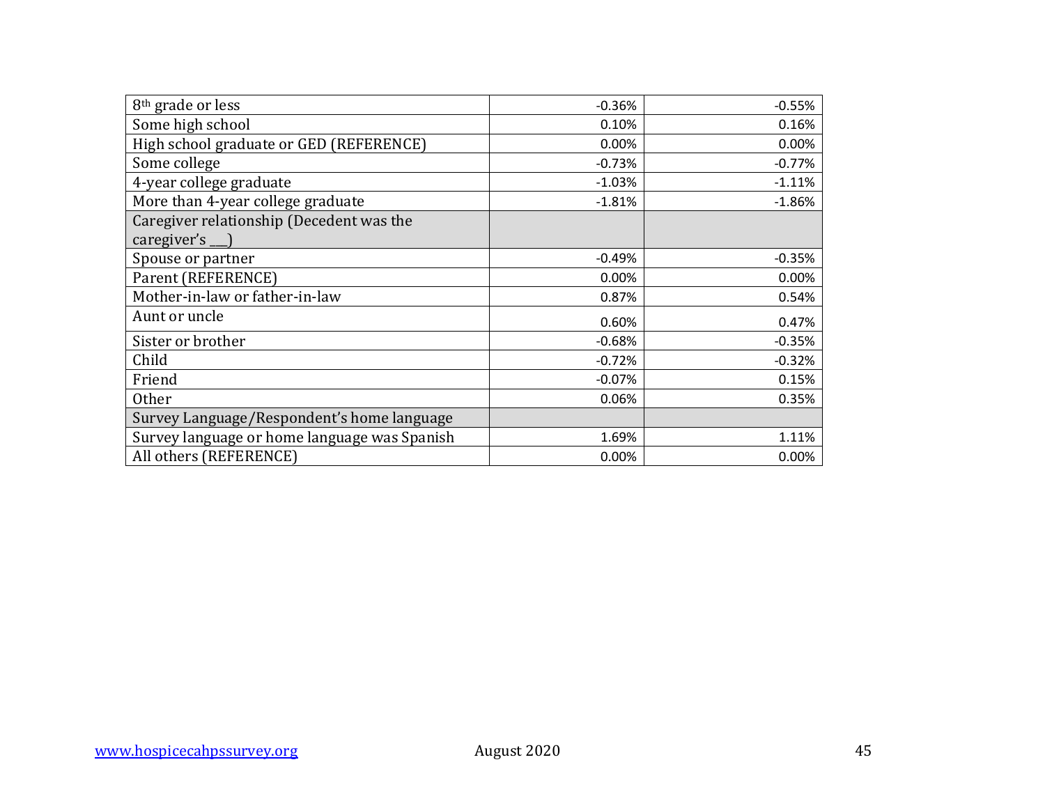| | | |
|---|---|---|
| 8th grade or less | -0.36% | -0.55% |
| Some high school | 0.10% | 0.16% |
| High school graduate or GED (REFERENCE) | 0.00% | 0.00% |
| Some college | -0.73% | -0.77% |
| 4-year college graduate | -1.03% | -1.11% |
| More than 4-year college graduate | -1.81% | -1.86% |
| Caregiver relationship (Decedent was the caregiver's ___) | | |
| Spouse or partner | -0.49% | -0.35% |
| Parent (REFERENCE) | 0.00% | 0.00% |
| Mother-in-law or father-in-law | 0.87% | 0.54% |
| Aunt or uncle | 0.60% | 0.47% |
| Sister or brother | -0.68% | -0.35% |
| Child | -0.72% | -0.32% |
| Friend | -0.07% | 0.15% |
| Other | 0.06% | 0.35% |
| Survey Language/Respondent's home language | | |
| Survey language or home language was Spanish | 1.69% | 1.11% |
| All others (REFERENCE) | 0.00% | 0.00% |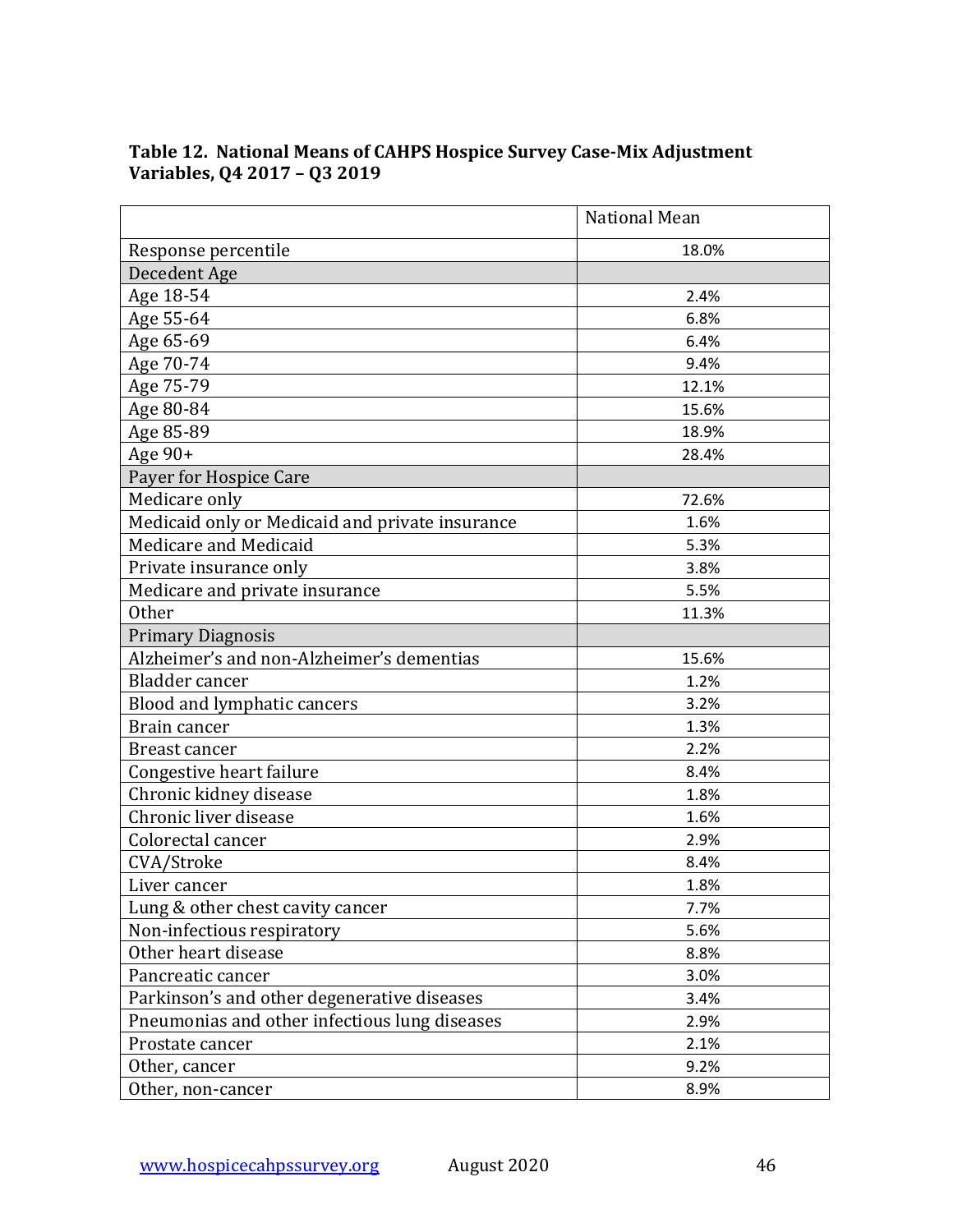**Table 12. National Means of CAHPS Hospice Survey Case-Mix Adjustment Variables, Q4 2017 – Q3 2019**

| | National Mean |
|---|---|
| Response percentile | 18.0% |
| Decedent Age | |
| Age 18-54 | 2.4% |
| Age 55-64 | 6.8% |
| Age 65-69 | 6.4% |
| Age 70-74 | 9.4% |
| Age 75-79 | 12.1% |
| Age 80-84 | 15.6% |
| Age 85-89 | 18.9% |
| Age 90+ | 28.4% |
| Payer for Hospice Care | |
| Medicare only | 72.6% |
| Medicaid only or Medicaid and private insurance | 1.6% |
| Medicare and Medicaid | 5.3% |
| Private insurance only | 3.8% |
| Medicare and private insurance | 5.5% |
| Other | 11.3% |
| Primary Diagnosis | |
| Alzheimer's and non-Alzheimer's dementias | 15.6% |
| Bladder cancer | 1.2% |
| Blood and lymphatic cancers | 3.2% |
| Brain cancer | 1.3% |
| Breast cancer | 2.2% |
| Congestive heart failure | 8.4% |
| Chronic kidney disease | 1.8% |
| Chronic liver disease | 1.6% |
| Colorectal cancer | 2.9% |
| CVA/Stroke | 8.4% |
| Liver cancer | 1.8% |
| Lung & other chest cavity cancer | 7.7% |
| Non-infectious respiratory | 5.6% |
| Other heart disease | 8.8% |
| Pancreatic cancer | 3.0% |
| Parkinson's and other degenerative diseases | 3.4% |
| Pneumonias and other infectious lung diseases | 2.9% |
| Prostate cancer | 2.1% |
| Other, cancer | 9.2% |
| Other, non-cancer | 8.9% |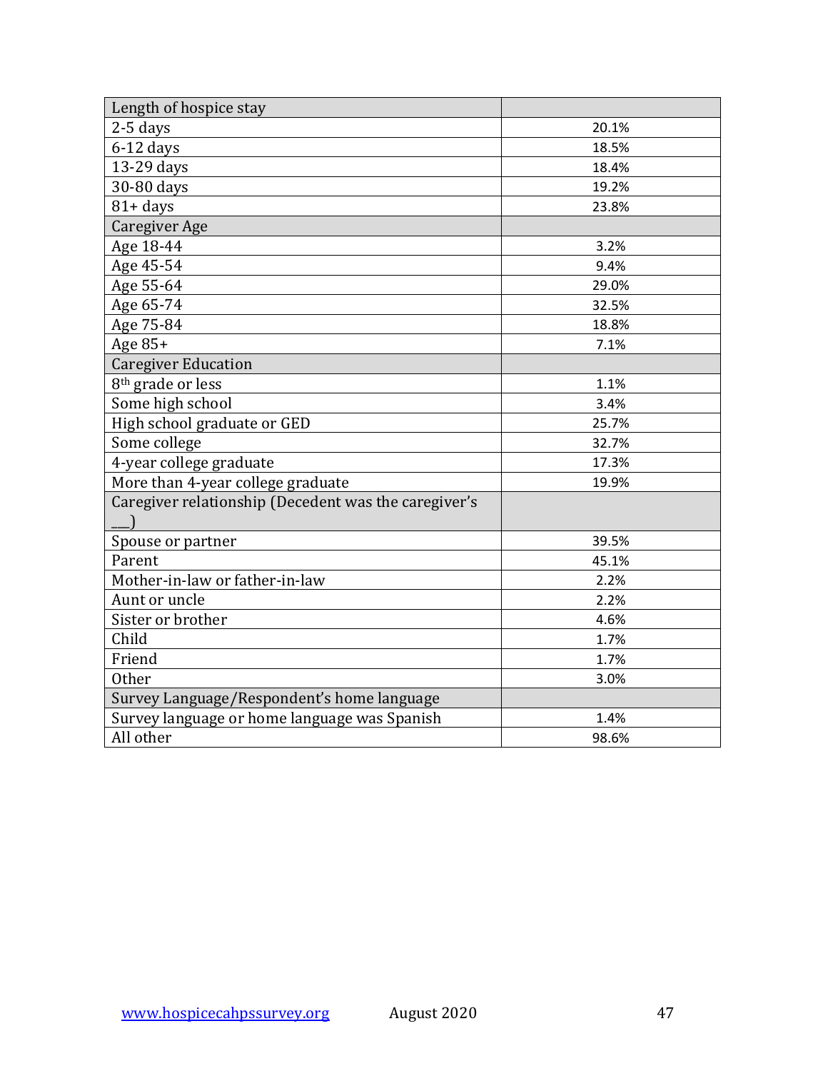| | |
|---|---|
| Length of hospice stay | |
| 2-5 days | 20.1% |
| 6-12 days | 18.5% |
| 13-29 days | 18.4% |
| 30-80 days | 19.2% |
| 81+ days | 23.8% |
| Caregiver Age | |
| Age 18-44 | 3.2% |
| Age 45-54 | 9.4% |
| Age 55-64 | 29.0% |
| Age 65-74 | 32.5% |
| Age 75-84 | 18.8% |
| Age 85+ | 7.1% |
| Caregiver Education | |
| 8th grade or less | 1.1% |
| Some high school | 3.4% |
| High school graduate or GED | 25.7% |
| Some college | 32.7% |
| 4-year college graduate | 17.3% |
| More than 4-year college graduate | 19.9% |
| Caregiver relationship (Decedent was the caregiver's ___) | |
| Spouse or partner | 39.5% |
| Parent | 45.1% |
| Mother-in-law or father-in-law | 2.2% |
| Aunt or uncle | 2.2% |
| Sister or brother | 4.6% |
| Child | 1.7% |
| Friend | 1.7% |
| Other | 3.0% |
| Survey Language/Respondent's home language | |
| Survey language or home language was Spanish | 1.4% |
| All other | 98.6% |